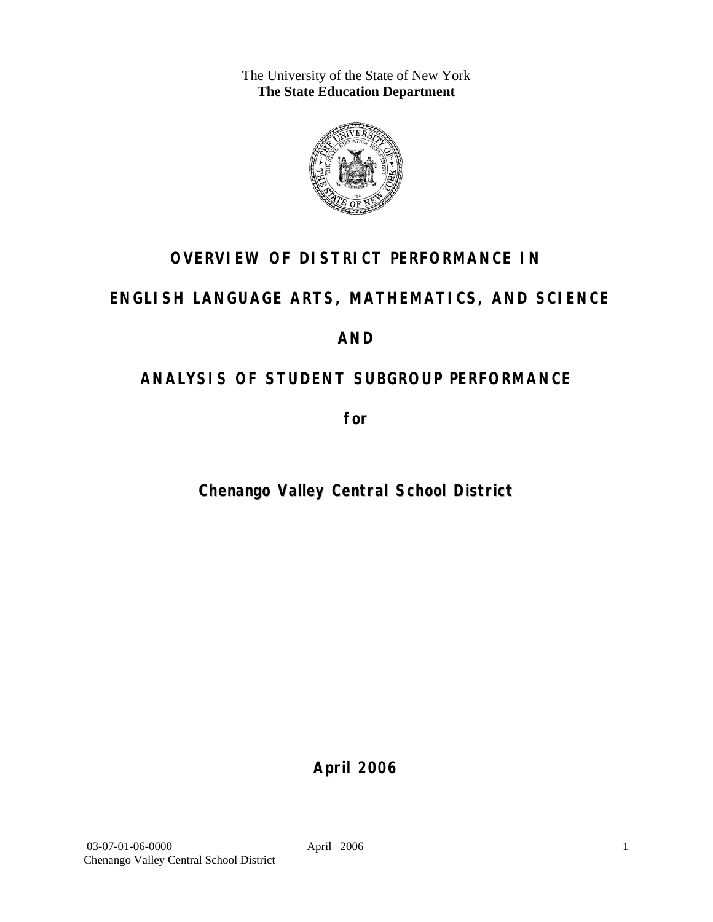The University of the State of New York
**The State Education Department**

# OVERVIEW OF DISTRICT PERFORMANCE IN

# ENGLISH LANGUAGE ARTS, MATHEMATICS, AND SCIENCE

# AND

# ANALYSIS OF STUDENT SUBGROUP PERFORMANCE

**for**

## Chenango Valley Central School District

**April 2006**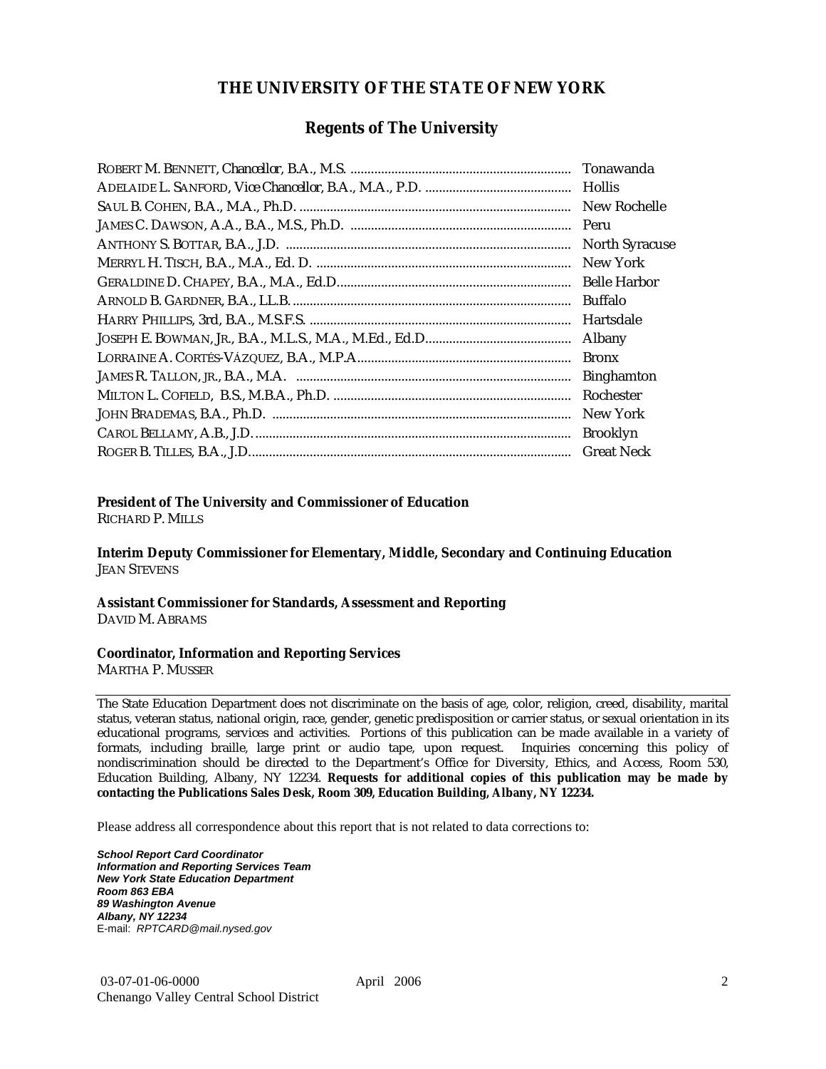# THE UNIVERSITY OF THE STATE OF NEW YORK

## Regents of The University

| | |
|---|---|
| ROBERT M. BENNETT, Chancellor, B.A., M.S. | Tonawanda |
| ADELAIDE L. SANFORD, Vice Chancellor, B.A., M.A., P.D. | Hollis |
| SAUL B. COHEN, B.A., M.A., Ph.D. | New Rochelle |
| JAMES C. DAWSON, A.A., B.A., M.S., Ph.D. | Peru |
| ANTHONY S. BOTTAR, B.A., J.D. | North Syracuse |
| MERRYL H. TISCH, B.A., M.A., Ed. D. | New York |
| GERALDINE D. CHAPEY, B.A., M.A., Ed.D. | Belle Harbor |
| ARNOLD B. GARDNER, B.A., LL.B. | Buffalo |
| HARRY PHILLIPS, 3rd, B.A., M.S.F.S. | Hartsdale |
| JOSEPH E. BOWMAN, JR., B.A., M.L.S., M.A., M.Ed., Ed.D. | Albany |
| LORRAINE A. CORTÉS-VÁZQUEZ, B.A., M.P.A. | Bronx |
| JAMES R. TALLON, JR., B.A., M.A. | Binghamton |
| MILTON L. COFIELD, B.S., M.B.A., Ph.D. | Rochester |
| JOHN BRADEMAS, B.A., Ph.D. | New York |
| CAROL BELLAMY, A.B., J.D. | Brooklyn |
| ROGER B. TILLES, B.A., J.D. | Great Neck |

**President of The University and Commissioner of Education**
RICHARD P. MILLS

**Interim Deputy Commissioner for Elementary, Middle, Secondary and Continuing Education**
JEAN STEVENS

**Assistant Commissioner for Standards, Assessment and Reporting**
DAVID M. ABRAMS

**Coordinator, Information and Reporting Services**
MARTHA P. MUSSER

---

The State Education Department does not discriminate on the basis of age, color, religion, creed, disability, marital status, veteran status, national origin, race, gender, genetic predisposition or carrier status, or sexual orientation in its educational programs, services and activities. Portions of this publication can be made available in a variety of formats, including braille, large print or audio tape, upon request. Inquiries concerning this policy of nondiscrimination should be directed to the Department's Office for Diversity, Ethics, and Access, Room 530, Education Building, Albany, NY 12234. **Requests for additional copies of this publication may be made by contacting the Publications Sales Desk, Room 309, Education Building, Albany, NY 12234.**

Please address all correspondence about this report that is not related to data corrections to:

***School Report Card Coordinator***
***Information and Reporting Services Team***
***New York State Education Department***
***Room 863 EBA***
***89 Washington Avenue***
***Albany, NY 12234***
E-mail: *RPTCARD@mail.nysed.gov*

03-07-01-06-0000 April 2006
Chenango Valley Central School District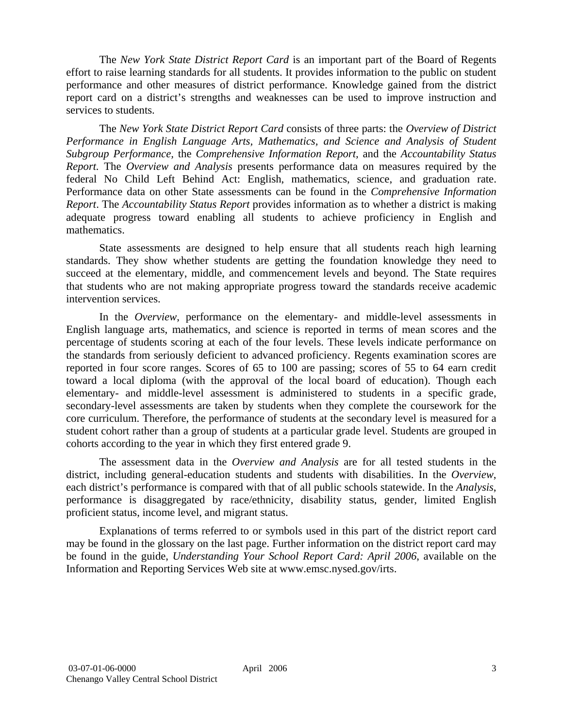The *New York State District Report Card* is an important part of the Board of Regents effort to raise learning standards for all students. It provides information to the public on student performance and other measures of district performance. Knowledge gained from the district report card on a district's strengths and weaknesses can be used to improve instruction and services to students.

The *New York State District Report Card* consists of three parts: the *Overview of District Performance in English Language Arts, Mathematics, and Science and Analysis of Student Subgroup Performance,* the *Comprehensive Information Report,* and the *Accountability Status Report*. The *Overview and Analysis* presents performance data on measures required by the federal No Child Left Behind Act: English, mathematics, science, and graduation rate. Performance data on other State assessments can be found in the *Comprehensive Information Report*. The *Accountability Status Report* provides information as to whether a district is making adequate progress toward enabling all students to achieve proficiency in English and mathematics.

State assessments are designed to help ensure that all students reach high learning standards. They show whether students are getting the foundation knowledge they need to succeed at the elementary, middle, and commencement levels and beyond. The State requires that students who are not making appropriate progress toward the standards receive academic intervention services.

In the *Overview*, performance on the elementary- and middle-level assessments in English language arts, mathematics, and science is reported in terms of mean scores and the percentage of students scoring at each of the four levels. These levels indicate performance on the standards from seriously deficient to advanced proficiency. Regents examination scores are reported in four score ranges. Scores of 65 to 100 are passing; scores of 55 to 64 earn credit toward a local diploma (with the approval of the local board of education). Though each elementary- and middle-level assessment is administered to students in a specific grade, secondary-level assessments are taken by students when they complete the coursework for the core curriculum. Therefore, the performance of students at the secondary level is measured for a student cohort rather than a group of students at a particular grade level. Students are grouped in cohorts according to the year in which they first entered grade 9.

The assessment data in the *Overview and Analysis* are for all tested students in the district, including general-education students and students with disabilities. In the *Overview*, each district's performance is compared with that of all public schools statewide. In the *Analysis*, performance is disaggregated by race/ethnicity, disability status, gender, limited English proficient status, income level, and migrant status.

Explanations of terms referred to or symbols used in this part of the district report card may be found in the glossary on the last page. Further information on the district report card may be found in the guide, *Understanding Your School Report Card: April 2006*, available on the Information and Reporting Services Web site at www.emsc.nysed.gov/irts.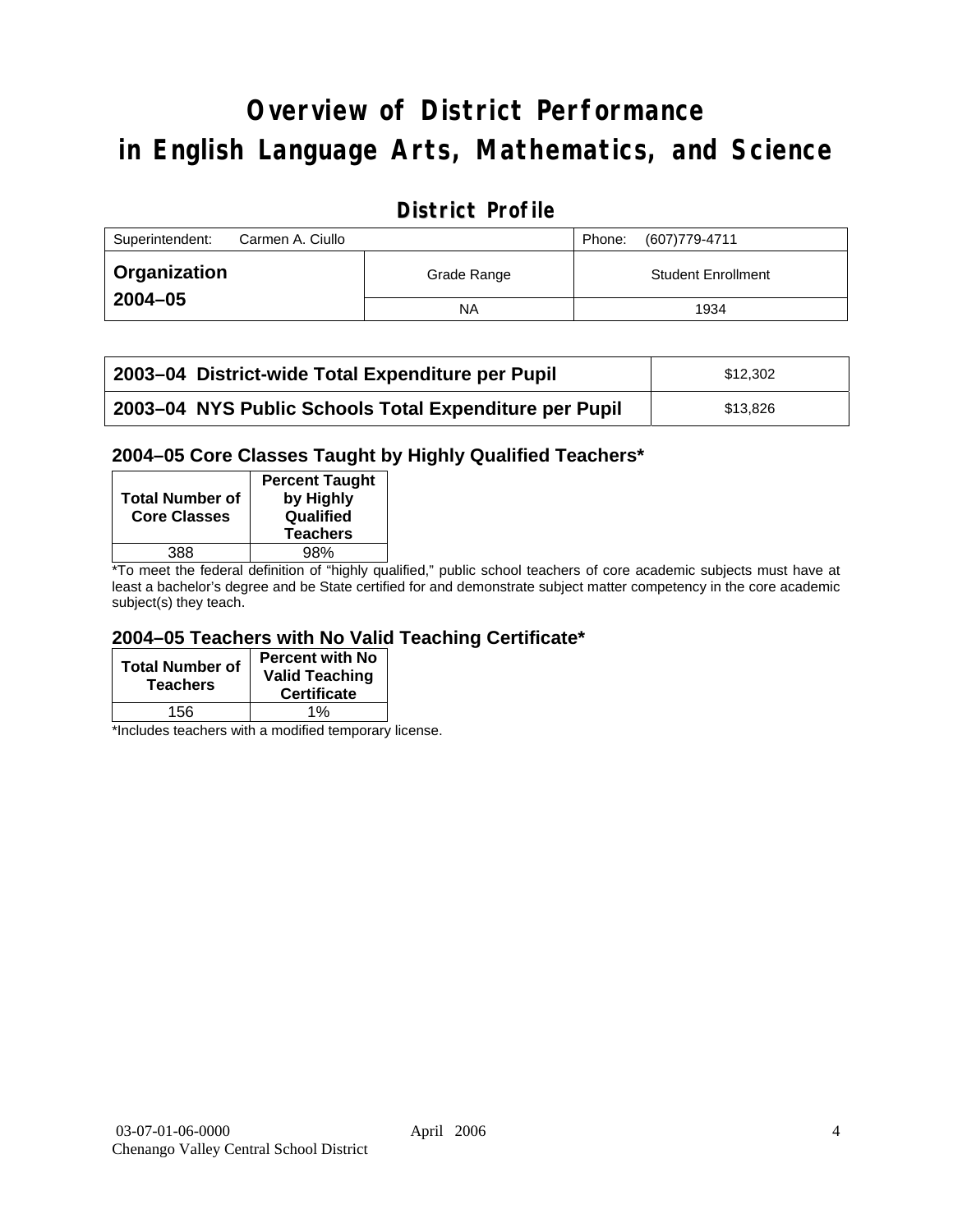# Overview of District Performance in English Language Arts, Mathematics, and Science

## District Profile

| Superintendent: Carmen A. Ciullo | | Phone: (607)779-4711 |
|---|---|---|
| **Organization 2004–05** | Grade Range | Student Enrollment |
| | NA | 1934 |

| | |
|---|---|
| **2003–04 District-wide Total Expenditure per Pupil** | $12,302 |
| **2003–04 NYS Public Schools Total Expenditure per Pupil** | $13,826 |

### 2004–05 Core Classes Taught by Highly Qualified Teachers*

| Total Number of Core Classes | Percent Taught by Highly Qualified Teachers |
|---|---|
| 388 | 98% |

*To meet the federal definition of "highly qualified," public school teachers of core academic subjects must have at least a bachelor's degree and be State certified for and demonstrate subject matter competency in the core academic subject(s) they teach.

### 2004–05 Teachers with No Valid Teaching Certificate*

| Total Number of Teachers | Percent with No Valid Teaching Certificate |
|---|---|
| 156 | 1% |

*Includes teachers with a modified temporary license.

03-07-01-06-0000 April 2006
Chenango Valley Central School District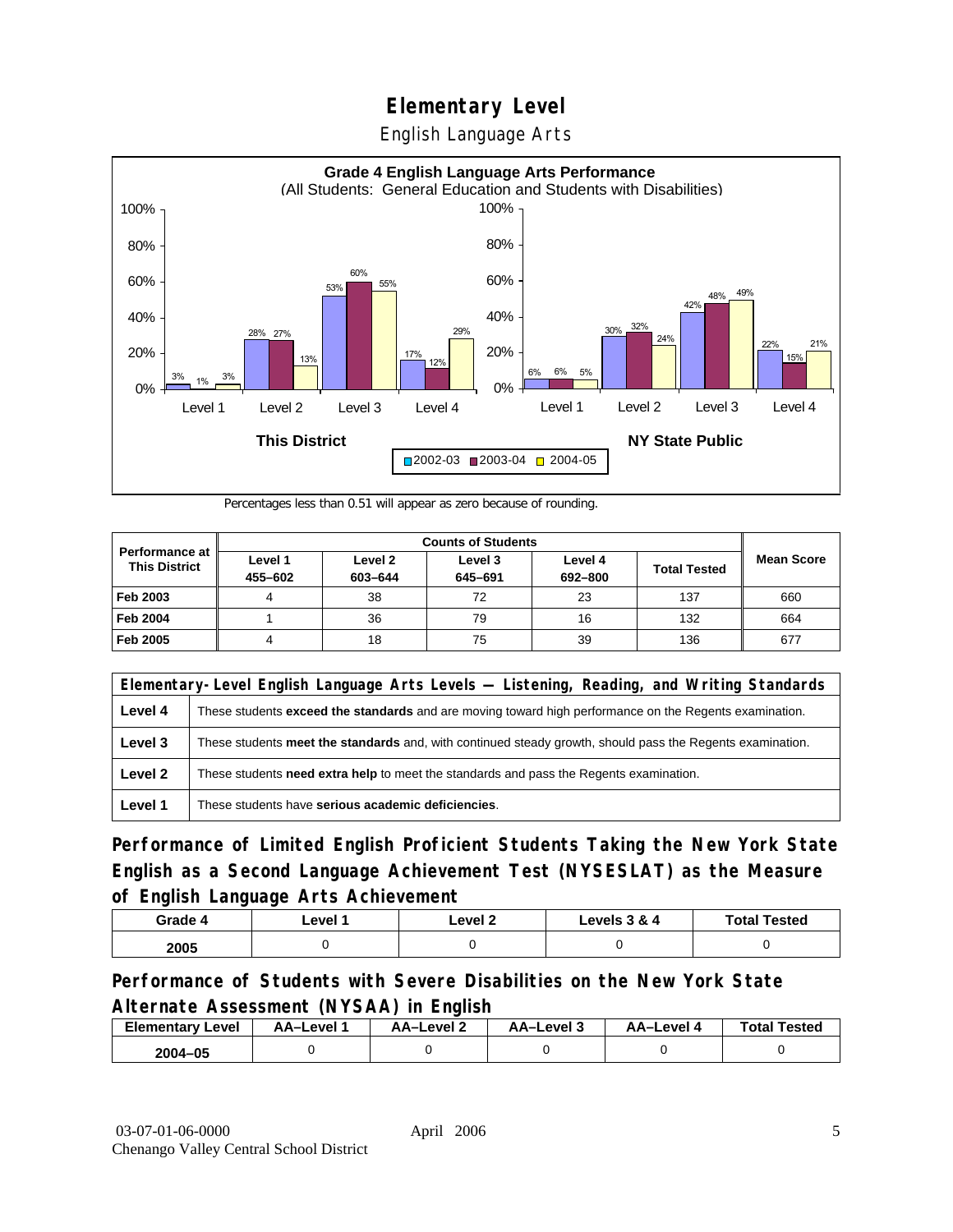# Elementary Level

English Language Arts

**Grade 4 English Language Arts Performance**
(All Students: General Education and Students with Disabilities)

| | This District 2002-03 | This District 2003-04 | This District 2004-05 | NY State Public 2002-03 | NY State Public 2003-04 | NY State Public 2004-05 |
|---|---|---|---|---|---|---|
| Level 1 | 3% | 1% | 3% | 6% | 6% | 5% |
| Level 2 | 28% | 27% | 13% | 30% | 32% | 24% |
| Level 3 | 53% | 60% | 55% | 42% | 48% | 49% |
| Level 4 | 17% | 12% | 29% | 22% | 15% | 21% |

Percentages less than 0.51 will appear as zero because of rounding.

| Performance at This District | Counts of Students | | | | | Mean Score |
|---|---|---|---|---|---|---|
| | Level 1 455–602 | Level 2 603–644 | Level 3 645–691 | Level 4 692–800 | Total Tested | |
| Feb 2003 | 4 | 38 | 72 | 23 | 137 | 660 |
| Feb 2004 | 1 | 36 | 79 | 16 | 132 | 664 |
| Feb 2005 | 4 | 18 | 75 | 39 | 136 | 677 |

| Elementary-Level English Language Arts Levels — Listening, Reading, and Writing Standards | |
|---|---|
| Level 4 | These students **exceed the standards** and are moving toward high performance on the Regents examination. |
| Level 3 | These students **meet the standards** and, with continued steady growth, should pass the Regents examination. |
| Level 2 | These students **need extra help** to meet the standards and pass the Regents examination. |
| Level 1 | These students have **serious academic deficiencies**. |

## Performance of Limited English Proficient Students Taking the New York State English as a Second Language Achievement Test (NYSESLAT) as the Measure of English Language Arts Achievement

| Grade 4 | Level 1 | Level 2 | Levels 3 & 4 | Total Tested |
|---|---|---|---|---|
| 2005 | 0 | 0 | 0 | 0 |

## Performance of Students with Severe Disabilities on the New York State Alternate Assessment (NYSAA) in English

| Elementary Level | AA–Level 1 | AA–Level 2 | AA–Level 3 | AA–Level 4 | Total Tested |
|---|---|---|---|---|---|
| 2004–05 | 0 | 0 | 0 | 0 | 0 |

03-07-01-06-0000 April 2006
Chenango Valley Central School District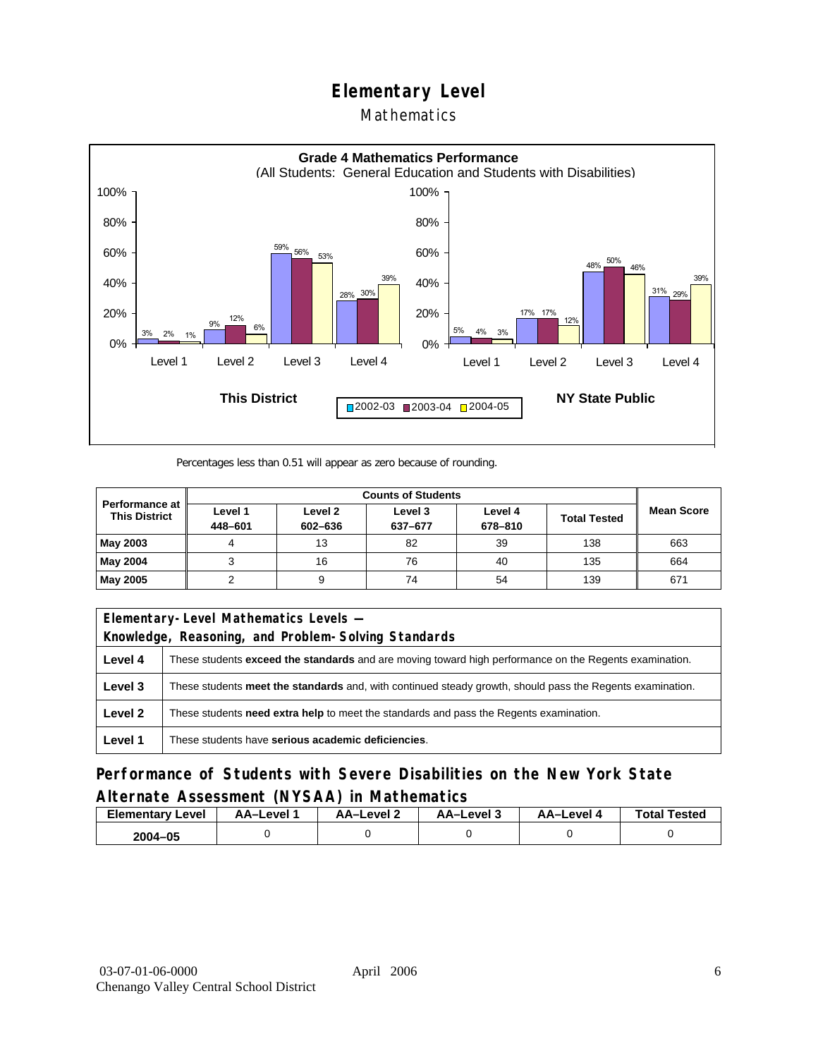# Elementary Level

## Mathematics

**Grade 4 Mathematics Performance**
(All Students: General Education and Students with Disabilities)

| | This District 2002-03 | This District 2003-04 | This District 2004-05 | NY State Public 2002-03 | NY State Public 2003-04 | NY State Public 2004-05 |
|---|---|---|---|---|---|---|
| Level 1 | 3% | 2% | 1% | 5% | 4% | 3% |
| Level 2 | 9% | 12% | 6% | 17% | 17% | 12% |
| Level 3 | 59% | 56% | 53% | 48% | 50% | 46% |
| Level 4 | 28% | 30% | 39% | 31% | 29% | 39% |

Percentages less than 0.51 will appear as zero because of rounding.

| Performance at This District | Counts of Students | | | | | Mean Score |
|---|---|---|---|---|---|---|
| | Level 1 448–601 | Level 2 602–636 | Level 3 637–677 | Level 4 678–810 | Total Tested | |
| **May 2003** | 4 | 13 | 82 | 39 | 138 | 663 |
| **May 2004** | 3 | 16 | 76 | 40 | 135 | 664 |
| **May 2005** | 2 | 9 | 74 | 54 | 139 | 671 |

| Elementary-Level Mathematics Levels — Knowledge, Reasoning, and Problem-Solving Standards | |
|---|---|
| **Level 4** | These students **exceed the standards** and are moving toward high performance on the Regents examination. |
| **Level 3** | These students **meet the standards** and, with continued steady growth, should pass the Regents examination. |
| **Level 2** | These students **need extra help** to meet the standards and pass the Regents examination. |
| **Level 1** | These students have **serious academic deficiencies**. |

## Performance of Students with Severe Disabilities on the New York State Alternate Assessment (NYSAA) in Mathematics

| Elementary Level | AA–Level 1 | AA–Level 2 | AA–Level 3 | AA–Level 4 | Total Tested |
|---|---|---|---|---|---|
| **2004–05** | 0 | 0 | 0 | 0 | 0 |

03-07-01-06-0000
Chenango Valley Central School District

April 2006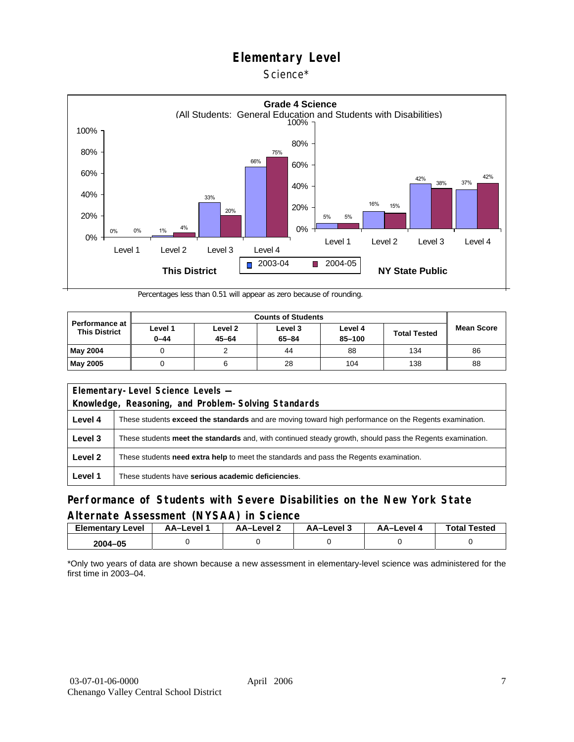# Elementary Level

Science*

**Grade 4 Science**
(All Students: General Education and Students with Disabilities)

| | This District 2003-04 | This District 2004-05 | NY State Public 2003-04 | NY State Public 2004-05 |
|---|---|---|---|---|
| Level 1 | 0% | 0% | 5% | 5% |
| Level 2 | 1% | 4% | 16% | 15% |
| Level 3 | 33% | 20% | 42% | 38% |
| Level 4 | 66% | 75% | 37% | 42% |

Percentages less than 0.51 will appear as zero because of rounding.

| Performance at This District | Counts of Students | | | | | Mean Score |
|---|---|---|---|---|---|---|
| | Level 1 0–44 | Level 2 45–64 | Level 3 65–84 | Level 4 85–100 | Total Tested | |
| **May 2004** | 0 | 2 | 44 | 88 | 134 | 86 |
| **May 2005** | 0 | 6 | 28 | 104 | 138 | 88 |

| Elementary-Level Science Levels — Knowledge, Reasoning, and Problem-Solving Standards | |
|---|---|
| **Level 4** | These students **exceed the standards** and are moving toward high performance on the Regents examination. |
| **Level 3** | These students **meet the standards** and, with continued steady growth, should pass the Regents examination. |
| **Level 2** | These students **need extra help** to meet the standards and pass the Regents examination. |
| **Level 1** | These students have **serious academic deficiencies**. |

## Performance of Students with Severe Disabilities on the New York State Alternate Assessment (NYSAA) in Science

| Elementary Level | AA–Level 1 | AA–Level 2 | AA–Level 3 | AA–Level 4 | Total Tested |
|---|---|---|---|---|---|
| **2004–05** | 0 | 0 | 0 | 0 | 0 |

*Only two years of data are shown because a new assessment in elementary-level science was administered for the first time in 2003–04.

03-07-01-06-0000 April 2006
Chenango Valley Central School District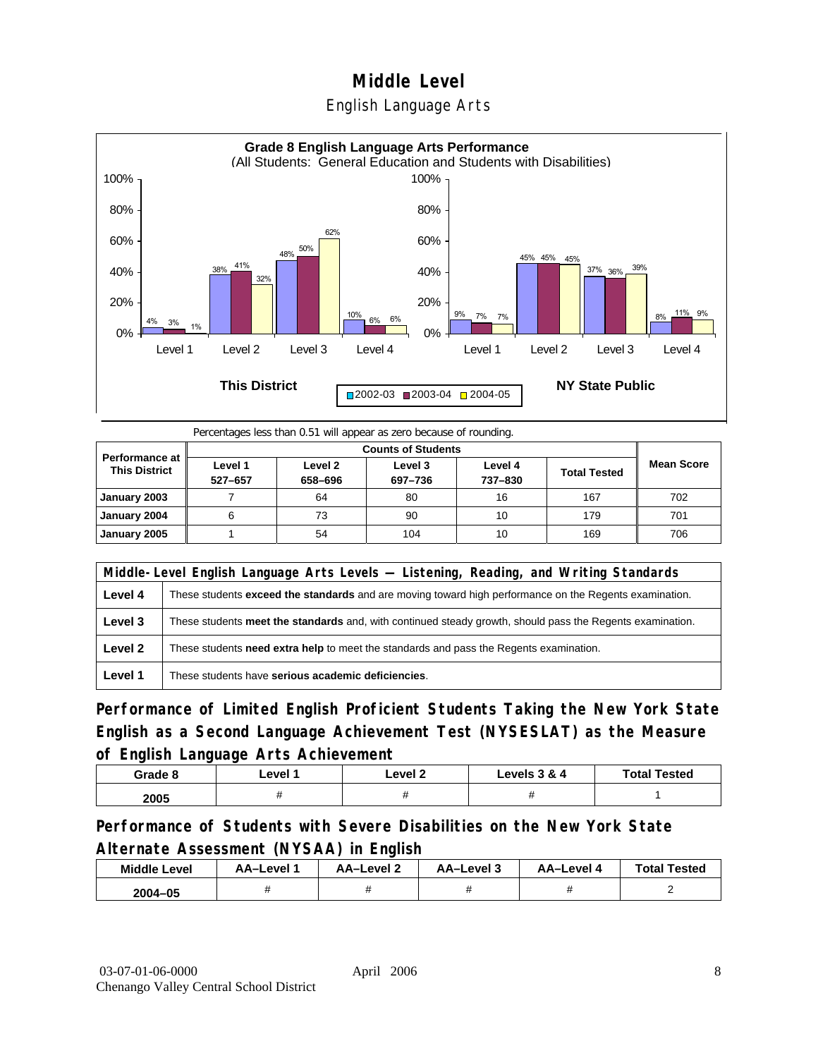# Middle Level

## English Language Arts

**Grade 8 English Language Arts Performance**
(All Students: General Education and Students with Disabilities)

| | This District 2002-03 | This District 2003-04 | This District 2004-05 | NY State Public 2002-03 | NY State Public 2003-04 | NY State Public 2004-05 |
|---|---|---|---|---|---|---|
| Level 1 | 4% | 3% | 1% | 9% | 7% | 7% |
| Level 2 | 38% | 41% | 32% | 45% | 45% | 45% |
| Level 3 | 48% | 50% | 62% | 37% | 36% | 39% |
| Level 4 | 10% | 6% | 6% | 8% | 11% | 9% |

Percentages less than 0.51 will appear as zero because of rounding.

| Performance at This District | Counts of Students | | | | | Mean Score |
|---|---|---|---|---|---|---|
| | Level 1 527–657 | Level 2 658–696 | Level 3 697–736 | Level 4 737–830 | Total Tested | |
| January 2003 | 7 | 64 | 80 | 16 | 167 | 702 |
| January 2004 | 6 | 73 | 90 | 10 | 179 | 701 |
| January 2005 | 1 | 54 | 104 | 10 | 169 | 706 |

| Middle-Level English Language Arts Levels — Listening, Reading, and Writing Standards | |
|---|---|
| Level 4 | These students **exceed the standards** and are moving toward high performance on the Regents examination. |
| Level 3 | These students **meet the standards** and, with continued steady growth, should pass the Regents examination. |
| Level 2 | These students **need extra help** to meet the standards and pass the Regents examination. |
| Level 1 | These students have **serious academic deficiencies**. |

## Performance of Limited English Proficient Students Taking the New York State English as a Second Language Achievement Test (NYSESLAT) as the Measure of English Language Arts Achievement

| Grade 8 | Level 1 | Level 2 | Levels 3 & 4 | Total Tested |
|---|---|---|---|---|
| 2005 | # | # | # | 1 |

## Performance of Students with Severe Disabilities on the New York State Alternate Assessment (NYSAA) in English

| Middle Level | AA–Level 1 | AA–Level 2 | AA–Level 3 | AA–Level 4 | Total Tested |
|---|---|---|---|---|---|
| 2004–05 | # | # | # | # | 2 |

03-07-01-06-0000
Chenango Valley Central School District

April 2006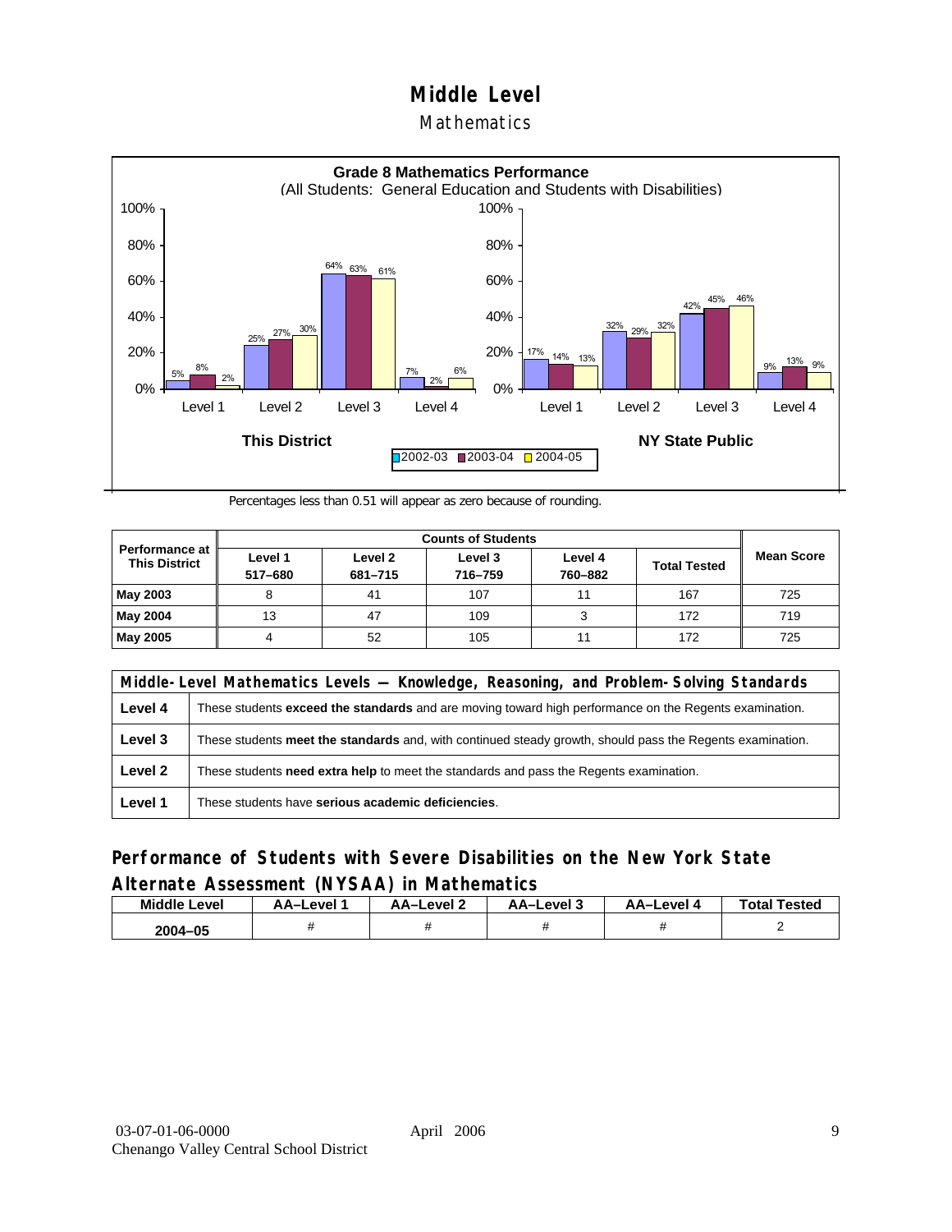# Middle Level

## Mathematics

**Grade 8 Mathematics Performance**
(All Students: General Education and Students with Disabilities)

| | Level 1 | Level 2 | Level 3 | Level 4 |
|---|---|---|---|---|
| **This District** 2002-03 | 5% | 25% | 64% | 7% |
| **This District** 2003-04 | 8% | 27% | 63% | 2% |
| **This District** 2004-05 | 2% | 30% | 61% | 6% |
| **NY State Public** 2002-03 | 17% | 32% | 42% | 9% |
| **NY State Public** 2003-04 | 14% | 29% | 45% | 13% |
| **NY State Public** 2004-05 | 13% | 32% | 46% | 9% |

Percentages less than 0.51 will appear as zero because of rounding.

| Performance at This District | Counts of Students | | | | | Mean Score |
|---|---|---|---|---|---|---|
| | Level 1 517–680 | Level 2 681–715 | Level 3 716–759 | Level 4 760–882 | Total Tested | |
| **May 2003** | 8 | 41 | 107 | 11 | 167 | 725 |
| **May 2004** | 13 | 47 | 109 | 3 | 172 | 719 |
| **May 2005** | 4 | 52 | 105 | 11 | 172 | 725 |

| Middle-Level Mathematics Levels — Knowledge, Reasoning, and Problem-Solving Standards | |
|---|---|
| **Level 4** | These students **exceed the standards** and are moving toward high performance on the Regents examination. |
| **Level 3** | These students **meet the standards** and, with continued steady growth, should pass the Regents examination. |
| **Level 2** | These students **need extra help** to meet the standards and pass the Regents examination. |
| **Level 1** | These students have **serious academic deficiencies**. |

## Performance of Students with Severe Disabilities on the New York State Alternate Assessment (NYSAA) in Mathematics

| Middle Level | AA–Level 1 | AA–Level 2 | AA–Level 3 | AA–Level 4 | Total Tested |
|---|---|---|---|---|---|
| 2004–05 | # | # | # | # | 2 |

03-07-01-06-0000
Chenango Valley Central School District

April 2006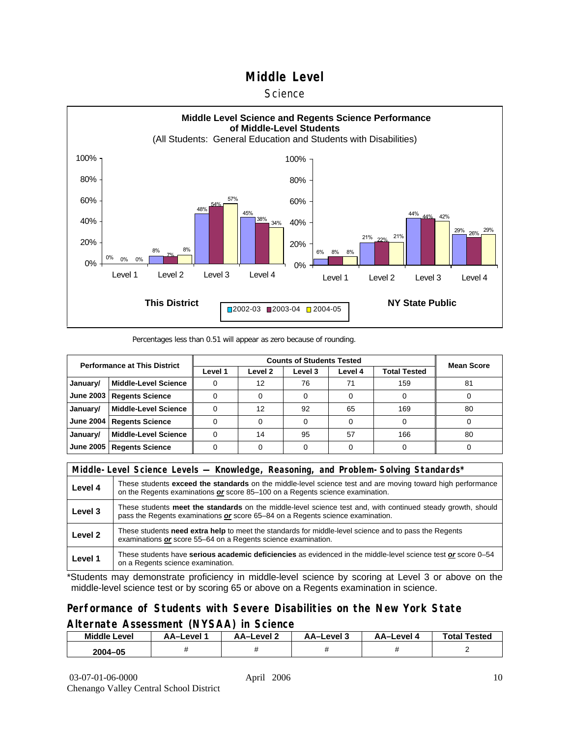# Middle Level

Science

**Middle Level Science and Regents Science Performance of Middle-Level Students**

(All Students: General Education and Students with Disabilities)

| This District | 2002-03 | 2003-04 | 2004-05 |
|---|---|---|---|
| Level 1 | 0% | 0% | 0% |
| Level 2 | 8% | 7% | 8% |
| Level 3 | 48% | 54% | 57% |
| Level 4 | 45% | 38% | 34% |

| NY State Public | 2002-03 | 2003-04 | 2004-05 |
|---|---|---|---|
| Level 1 | 6% | 8% | 8% |
| Level 2 | 21% | 22% | 21% |
| Level 3 | 44% | 44% | 42% |
| Level 4 | 29% | 26% | 29% |

Percentages less than 0.51 will appear as zero because of rounding.

| Performance at This District | | Counts of Students Tested | | | | | Mean Score |
|---|---|---|---|---|---|---|---|
| | | Level 1 | Level 2 | Level 3 | Level 4 | Total Tested | |
| January/ | Middle-Level Science | 0 | 12 | 76 | 71 | 159 | 81 |
| June 2003 | Regents Science | 0 | 0 | 0 | 0 | 0 | 0 |
| January/ | Middle-Level Science | 0 | 12 | 92 | 65 | 169 | 80 |
| June 2004 | Regents Science | 0 | 0 | 0 | 0 | 0 | 0 |
| January/ | Middle-Level Science | 0 | 14 | 95 | 57 | 166 | 80 |
| June 2005 | Regents Science | 0 | 0 | 0 | 0 | 0 | 0 |

| Middle-Level Science Levels — Knowledge, Reasoning, and Problem-Solving Standards* | |
|---|---|
| Level 4 | These students **exceed the standards** on the middle-level science test and are moving toward high performance on the Regents examinations ***or*** score 85–100 on a Regents science examination. |
| Level 3 | These students **meet the standards** on the middle-level science test and, with continued steady growth, should pass the Regents examinations ***or*** score 65–84 on a Regents science examination. |
| Level 2 | These students **need extra help** to meet the standards for middle-level science and to pass the Regents examinations ***or*** score 55–64 on a Regents science examination. |
| Level 1 | These students have **serious academic deficiencies** as evidenced in the middle-level science test ***or*** score 0–54 on a Regents science examination. |

*Students may demonstrate proficiency in middle-level science by scoring at Level 3 or above on the middle-level science test or by scoring 65 or above on a Regents examination in science.

## Performance of Students with Severe Disabilities on the New York State Alternate Assessment (NYSAA) in Science

| Middle Level | AA–Level 1 | AA–Level 2 | AA–Level 3 | AA–Level 4 | Total Tested |
|---|---|---|---|---|---|
| 2004–05 | # | # | # | # | 2 |

03-07-01-06-0000 April 2006
Chenango Valley Central School District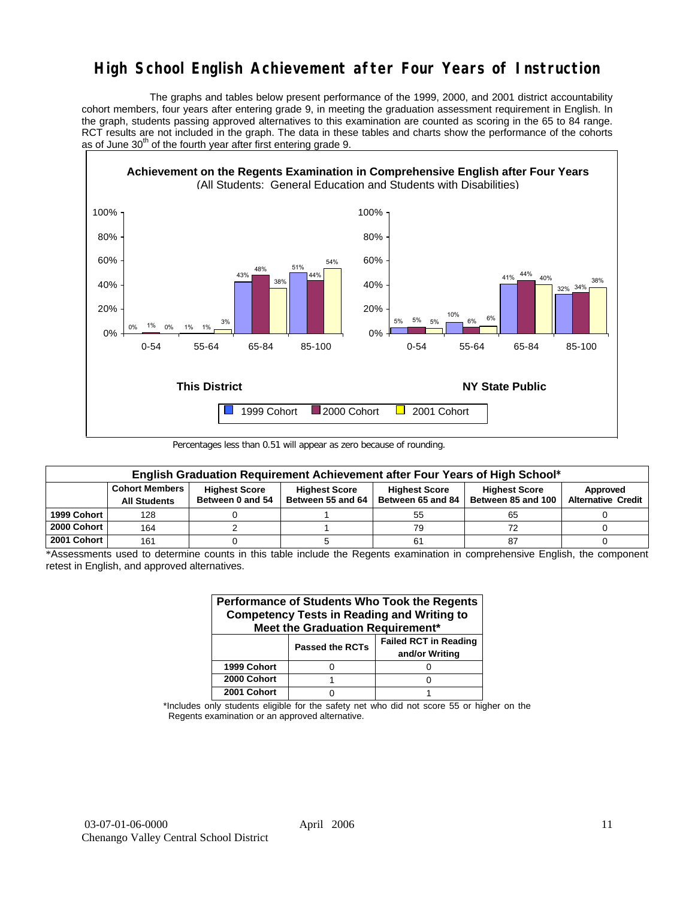# High School English Achievement after Four Years of Instruction

The graphs and tables below present performance of the 1999, 2000, and 2001 district accountability cohort members, four years after entering grade 9, in meeting the graduation assessment requirement in English. In the graph, students passing approved alternatives to this examination are counted as scoring in the 65 to 84 range. RCT results are not included in the graph. The data in these tables and charts show the performance of the cohorts as of June 30th of the fourth year after first entering grade 9.

**Achievement on the Regents Examination in Comprehensive English after Four Years**
(All Students: General Education and Students with Disabilities)

**This District**

| Score Range | 1999 Cohort | 2000 Cohort | 2001 Cohort |
|---|---|---|---|
| 0-54 | 0% | 1% | 0% |
| 55-64 | 1% | 1% | 3% |
| 65-84 | 43% | 48% | 38% |
| 85-100 | 51% | 44% | 54% |

**NY State Public**

| Score Range | 1999 Cohort | 2000 Cohort | 2001 Cohort |
|---|---|---|---|
| 0-54 | 5% | 5% | 5% |
| 55-64 | 10% | 6% | 6% |
| 65-84 | 41% | 44% | 40% |
| 85-100 | 32% | 34% | 38% |

Percentages less than 0.51 will appear as zero because of rounding.

| English Graduation Requirement Achievement after Four Years of High School* | | | | | | |
|---|---|---|---|---|---|---|
| | Cohort Members All Students | Highest Score Between 0 and 54 | Highest Score Between 55 and 64 | Highest Score Between 65 and 84 | Highest Score Between 85 and 100 | Approved Alternative Credit |
| 1999 Cohort | 128 | 0 | 1 | 55 | 65 | 0 |
| 2000 Cohort | 164 | 2 | 1 | 79 | 72 | 0 |
| 2001 Cohort | 161 | 0 | 5 | 61 | 87 | 0 |

*Assessments used to determine counts in this table include the Regents examination in comprehensive English, the component retest in English, and approved alternatives.

| Performance of Students Who Took the Regents Competency Tests in Reading and Writing to Meet the Graduation Requirement* | | |
|---|---|---|
| | Passed the RCTs | Failed RCT in Reading and/or Writing |
| 1999 Cohort | 0 | 0 |
| 2000 Cohort | 1 | 0 |
| 2001 Cohort | 0 | 1 |

*Includes only students eligible for the safety net who did not score 55 or higher on the Regents examination or an approved alternative.

03-07-01-06-0000 April 2006
Chenango Valley Central School District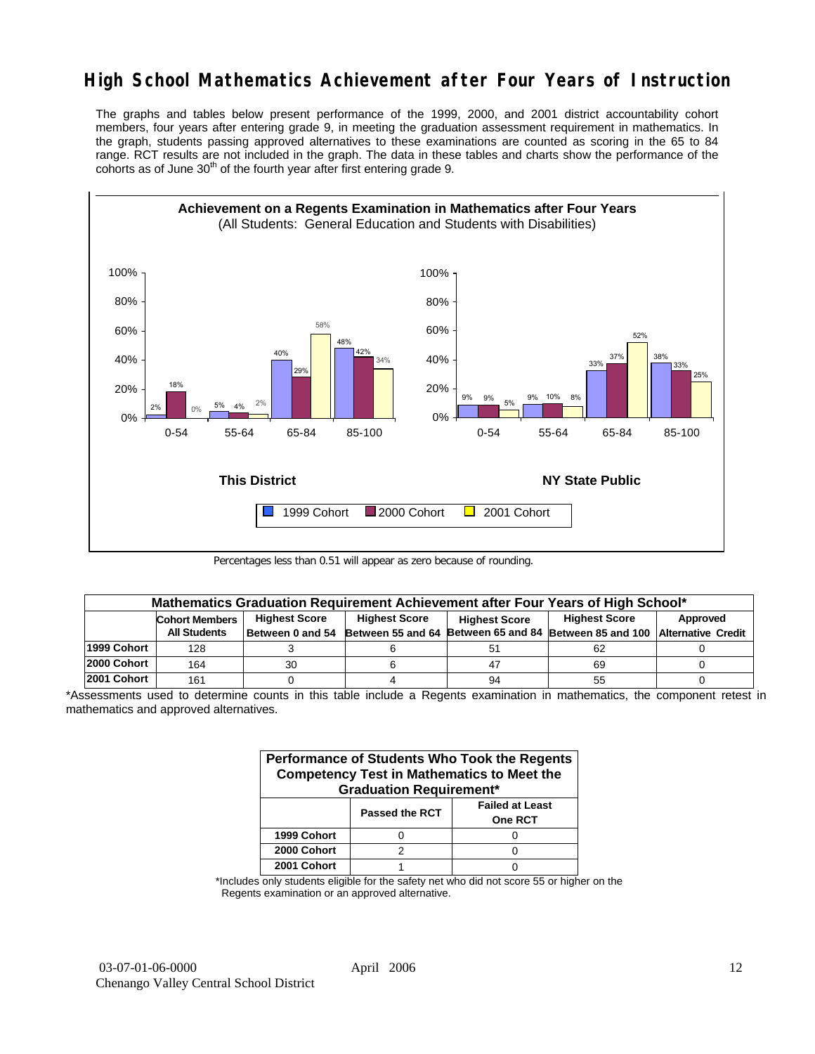# High School Mathematics Achievement after Four Years of Instruction

The graphs and tables below present performance of the 1999, 2000, and 2001 district accountability cohort members, four years after entering grade 9, in meeting the graduation assessment requirement in mathematics. In the graph, students passing approved alternatives to these examinations are counted as scoring in the 65 to 84 range. RCT results are not included in the graph. The data in these tables and charts show the performance of the cohorts as of June 30th of the fourth year after first entering grade 9.

**Achievement on a Regents Examination in Mathematics after Four Years**
(All Students: General Education and Students with Disabilities)

**This District**

| Score Range | 1999 Cohort | 2000 Cohort | 2001 Cohort |
|---|---|---|---|
| 0-54 | 2% | 18% | 0% |
| 55-64 | 5% | 4% | 2% |
| 65-84 | 40% | 29% | 58% |
| 85-100 | 48% | 42% | 34% |

**NY State Public**

| Score Range | 1999 Cohort | 2000 Cohort | 2001 Cohort |
|---|---|---|---|
| 0-54 | 9% | 9% | 5% |
| 55-64 | 9% | 10% | 8% |
| 65-84 | 33% | 37% | 52% |
| 85-100 | 38% | 33% | 25% |

Percentages less than 0.51 will appear as zero because of rounding.

| Mathematics Graduation Requirement Achievement after Four Years of High School* | | | | | | |
|---|---|---|---|---|---|---|
| | Cohort Members All Students | Highest Score Between 0 and 54 | Highest Score Between 55 and 64 | Highest Score Between 65 and 84 | Highest Score Between 85 and 100 | Approved Alternative Credit |
| 1999 Cohort | 128 | 3 | 6 | 51 | 62 | 0 |
| 2000 Cohort | 164 | 30 | 6 | 47 | 69 | 0 |
| 2001 Cohort | 161 | 0 | 4 | 94 | 55 | 0 |

*Assessments used to determine counts in this table include a Regents examination in mathematics, the component retest in mathematics and approved alternatives.

| Performance of Students Who Took the Regents Competency Test in Mathematics to Meet the Graduation Requirement* | | |
|---|---|---|
| | Passed the RCT | Failed at Least One RCT |
| 1999 Cohort | 0 | 0 |
| 2000 Cohort | 2 | 0 |
| 2001 Cohort | 1 | 0 |

*Includes only students eligible for the safety net who did not score 55 or higher on the Regents examination or an approved alternative.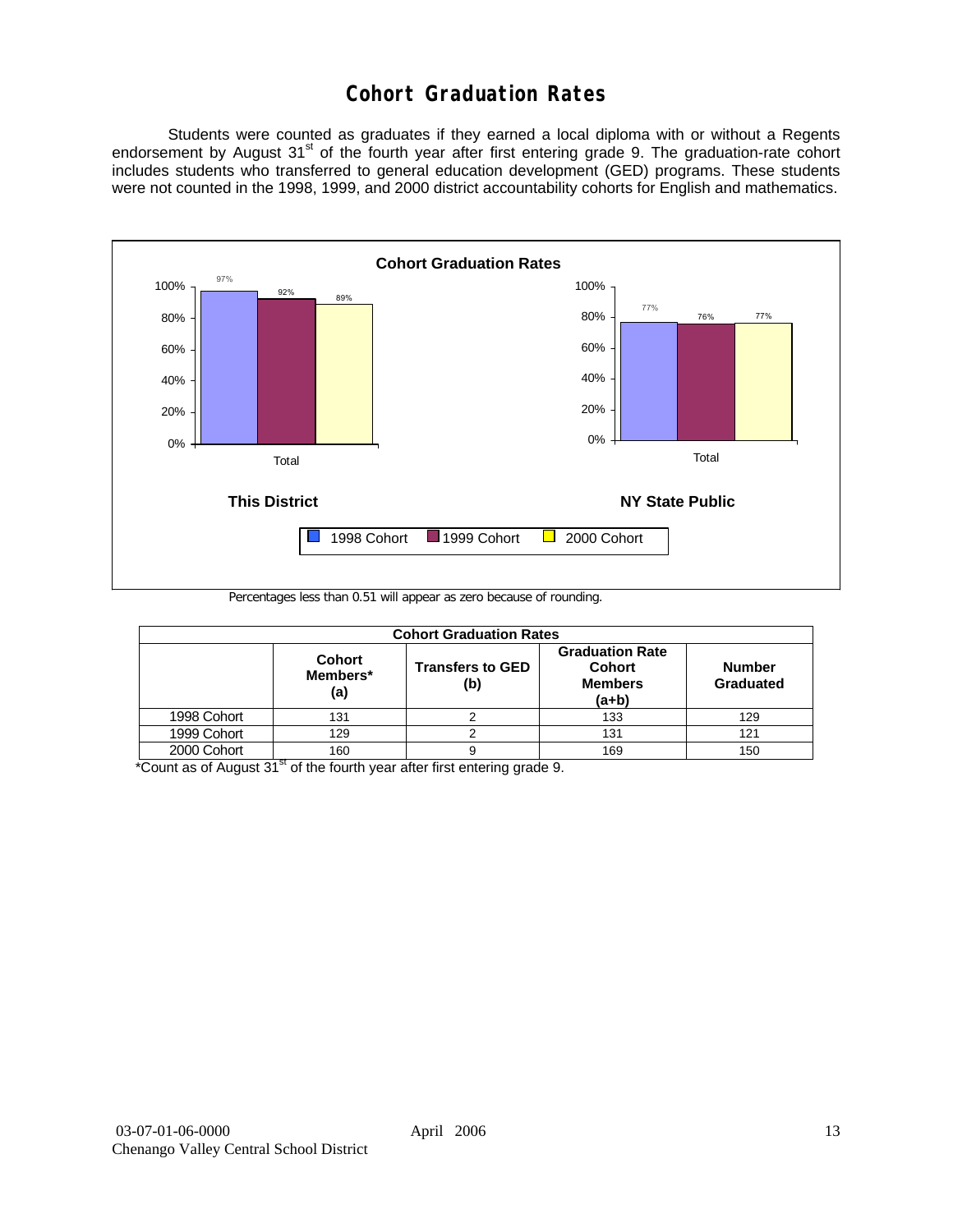# Cohort Graduation Rates

Students were counted as graduates if they earned a local diploma with or without a Regents endorsement by August 31st of the fourth year after first entering grade 9. The graduation-rate cohort includes students who transferred to general education development (GED) programs. These students were not counted in the 1998, 1999, and 2000 district accountability cohorts for English and mathematics.

**Cohort Graduation Rates**

| | 1998 Cohort | 1999 Cohort | 2000 Cohort |
|---|---|---|---|
| This District (Total) | 97% | 92% | 89% |
| NY State Public (Total) | 77% | 76% | 77% |

Percentages less than 0.51 will appear as zero because of rounding.

| Cohort Graduation Rates | | | | |
|---|---|---|---|---|
| | **Cohort Members* (a)** | **Transfers to GED (b)** | **Graduation Rate Cohort Members (a+b)** | **Number Graduated** |
| 1998 Cohort | 131 | 2 | 133 | 129 |
| 1999 Cohort | 129 | 2 | 131 | 121 |
| 2000 Cohort | 160 | 9 | 169 | 150 |

*Count as of August 31st of the fourth year after first entering grade 9.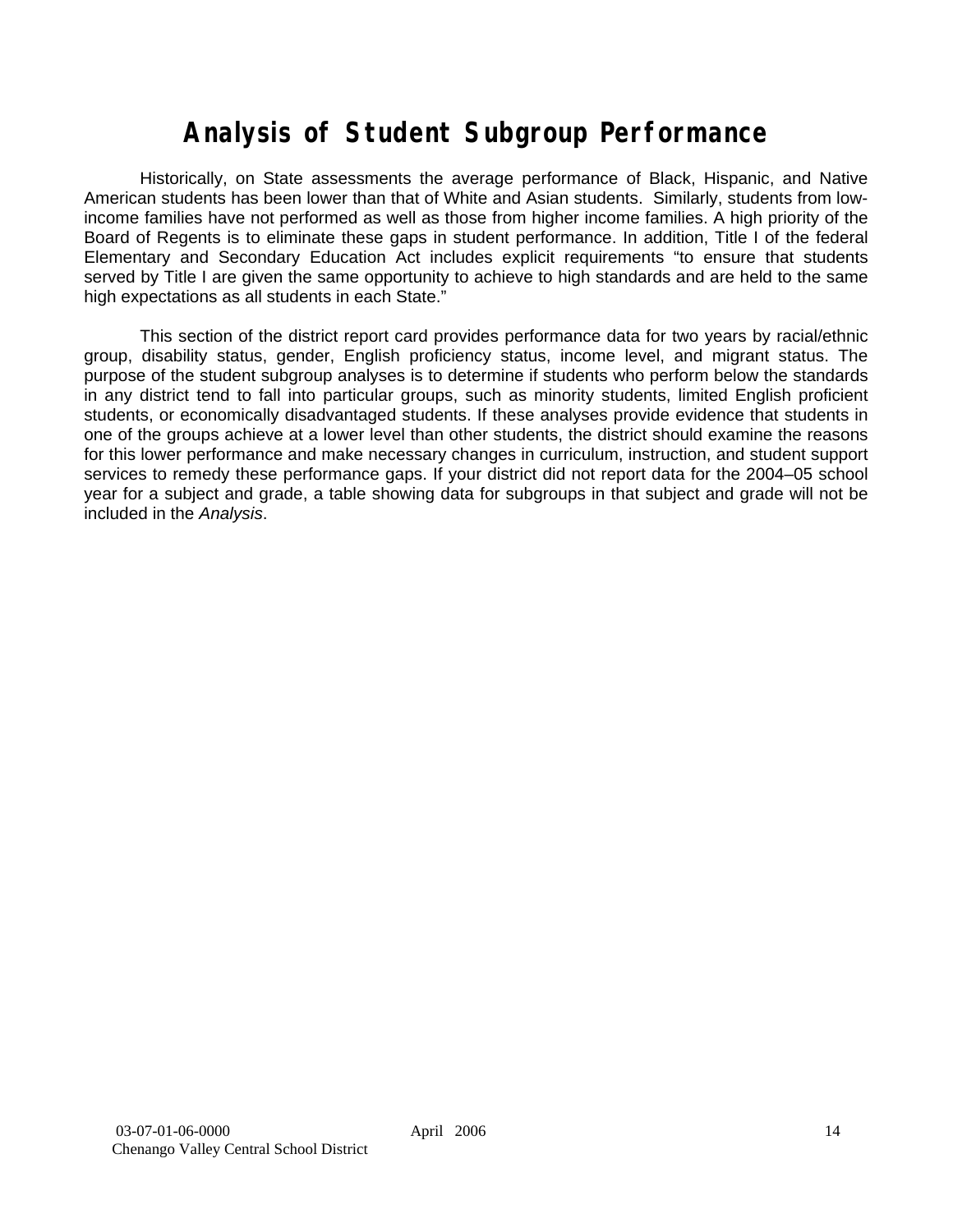# Analysis of Student Subgroup Performance

Historically, on State assessments the average performance of Black, Hispanic, and Native American students has been lower than that of White and Asian students. Similarly, students from low-income families have not performed as well as those from higher income families. A high priority of the Board of Regents is to eliminate these gaps in student performance. In addition, Title I of the federal Elementary and Secondary Education Act includes explicit requirements "to ensure that students served by Title I are given the same opportunity to achieve to high standards and are held to the same high expectations as all students in each State."

This section of the district report card provides performance data for two years by racial/ethnic group, disability status, gender, English proficiency status, income level, and migrant status. The purpose of the student subgroup analyses is to determine if students who perform below the standards in any district tend to fall into particular groups, such as minority students, limited English proficient students, or economically disadvantaged students. If these analyses provide evidence that students in one of the groups achieve at a lower level than other students, the district should examine the reasons for this lower performance and make necessary changes in curriculum, instruction, and student support services to remedy these performance gaps. If your district did not report data for the 2004–05 school year for a subject and grade, a table showing data for subgroups in that subject and grade will not be included in the *Analysis*.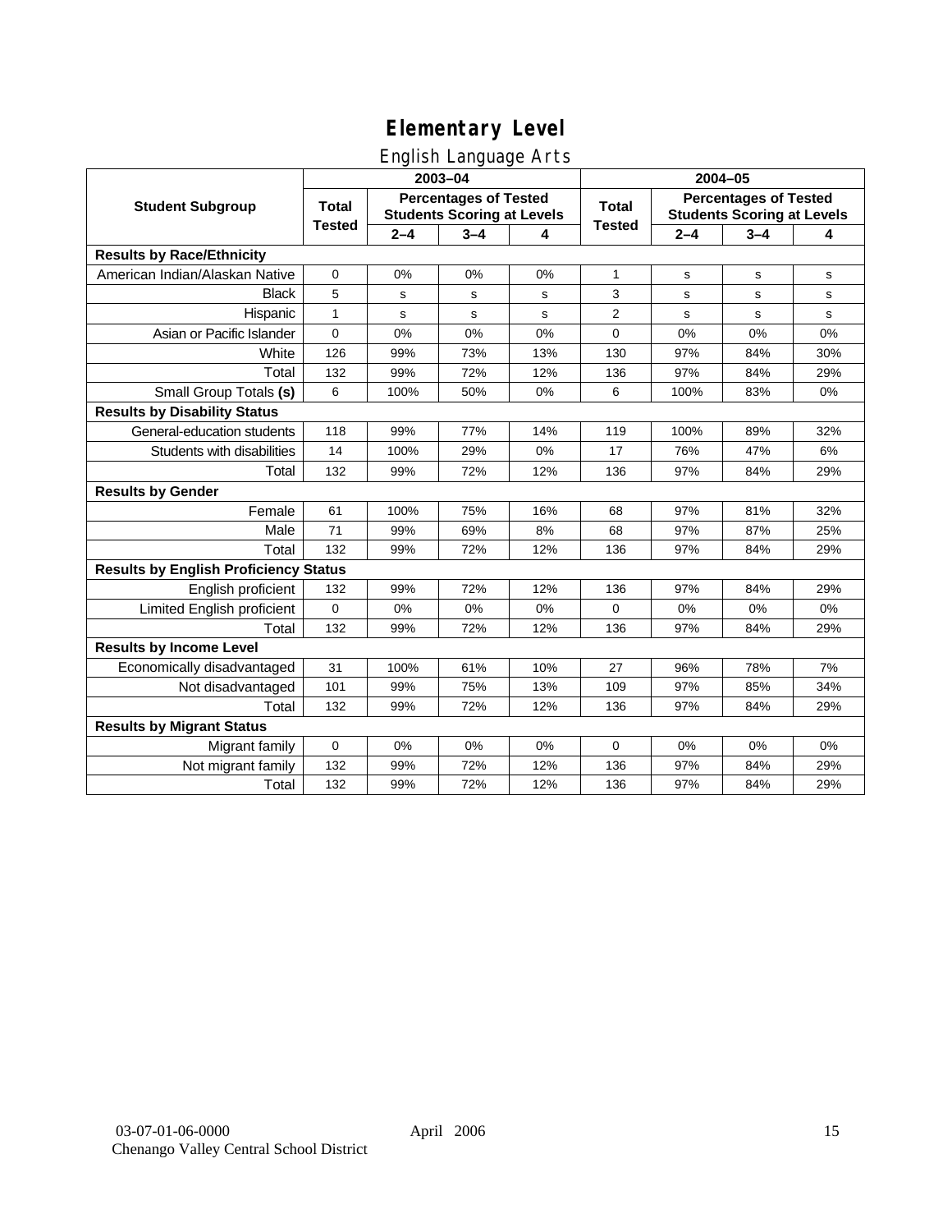# Elementary Level

## English Language Arts

| Student Subgroup | 2003–04 | | | | 2004–05 | | | |
|---|---|---|---|---|---|---|---|---|
| | Total Tested | Percentages of Tested Students Scoring at Levels | | | Total Tested | Percentages of Tested Students Scoring at Levels | | |
| | | 2–4 | 3–4 | 4 | | 2–4 | 3–4 | 4 |
| **Results by Race/Ethnicity** | | | | | | | | |
| American Indian/Alaskan Native | 0 | 0% | 0% | 0% | 1 | s | s | s |
| Black | 5 | s | s | s | 3 | s | s | s |
| Hispanic | 1 | s | s | s | 2 | s | s | s |
| Asian or Pacific Islander | 0 | 0% | 0% | 0% | 0 | 0% | 0% | 0% |
| White | 126 | 99% | 73% | 13% | 130 | 97% | 84% | 30% |
| Total | 132 | 99% | 72% | 12% | 136 | 97% | 84% | 29% |
| Small Group Totals **(s)** | 6 | 100% | 50% | 0% | 6 | 100% | 83% | 0% |
| **Results by Disability Status** | | | | | | | | |
| General-education students | 118 | 99% | 77% | 14% | 119 | 100% | 89% | 32% |
| Students with disabilities | 14 | 100% | 29% | 0% | 17 | 76% | 47% | 6% |
| Total | 132 | 99% | 72% | 12% | 136 | 97% | 84% | 29% |
| **Results by Gender** | | | | | | | | |
| Female | 61 | 100% | 75% | 16% | 68 | 97% | 81% | 32% |
| Male | 71 | 99% | 69% | 8% | 68 | 97% | 87% | 25% |
| Total | 132 | 99% | 72% | 12% | 136 | 97% | 84% | 29% |
| **Results by English Proficiency Status** | | | | | | | | |
| English proficient | 132 | 99% | 72% | 12% | 136 | 97% | 84% | 29% |
| Limited English proficient | 0 | 0% | 0% | 0% | 0 | 0% | 0% | 0% |
| Total | 132 | 99% | 72% | 12% | 136 | 97% | 84% | 29% |
| **Results by Income Level** | | | | | | | | |
| Economically disadvantaged | 31 | 100% | 61% | 10% | 27 | 96% | 78% | 7% |
| Not disadvantaged | 101 | 99% | 75% | 13% | 109 | 97% | 85% | 34% |
| Total | 132 | 99% | 72% | 12% | 136 | 97% | 84% | 29% |
| **Results by Migrant Status** | | | | | | | | |
| Migrant family | 0 | 0% | 0% | 0% | 0 | 0% | 0% | 0% |
| Not migrant family | 132 | 99% | 72% | 12% | 136 | 97% | 84% | 29% |
| Total | 132 | 99% | 72% | 12% | 136 | 97% | 84% | 29% |

03-07-01-06-0000 April 2006
Chenango Valley Central School District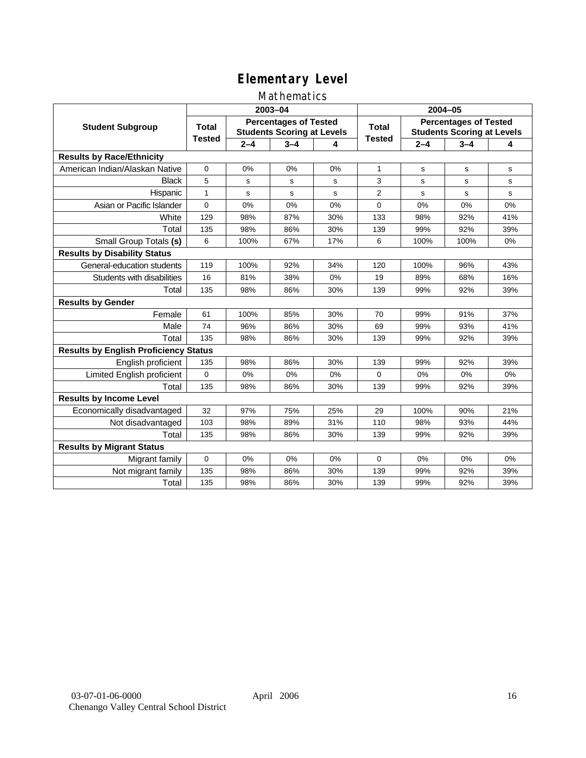# Elementary Level

## Mathematics

| Student Subgroup | 2003–04 | | | | 2004–05 | | | |
|---|---|---|---|---|---|---|---|---|
| | Total Tested | Percentages of Tested Students Scoring at Levels | | | Total Tested | Percentages of Tested Students Scoring at Levels | | |
| | | 2–4 | 3–4 | 4 | | 2–4 | 3–4 | 4 |
| **Results by Race/Ethnicity** | | | | | | | | |
| American Indian/Alaskan Native | 0 | 0% | 0% | 0% | 1 | s | s | s |
| Black | 5 | s | s | s | 3 | s | s | s |
| Hispanic | 1 | s | s | s | 2 | s | s | s |
| Asian or Pacific Islander | 0 | 0% | 0% | 0% | 0 | 0% | 0% | 0% |
| White | 129 | 98% | 87% | 30% | 133 | 98% | 92% | 41% |
| Total | 135 | 98% | 86% | 30% | 139 | 99% | 92% | 39% |
| Small Group Totals **(s)** | 6 | 100% | 67% | 17% | 6 | 100% | 100% | 0% |
| **Results by Disability Status** | | | | | | | | |
| General-education students | 119 | 100% | 92% | 34% | 120 | 100% | 96% | 43% |
| Students with disabilities | 16 | 81% | 38% | 0% | 19 | 89% | 68% | 16% |
| Total | 135 | 98% | 86% | 30% | 139 | 99% | 92% | 39% |
| **Results by Gender** | | | | | | | | |
| Female | 61 | 100% | 85% | 30% | 70 | 99% | 91% | 37% |
| Male | 74 | 96% | 86% | 30% | 69 | 99% | 93% | 41% |
| Total | 135 | 98% | 86% | 30% | 139 | 99% | 92% | 39% |
| **Results by English Proficiency Status** | | | | | | | | |
| English proficient | 135 | 98% | 86% | 30% | 139 | 99% | 92% | 39% |
| Limited English proficient | 0 | 0% | 0% | 0% | 0 | 0% | 0% | 0% |
| Total | 135 | 98% | 86% | 30% | 139 | 99% | 92% | 39% |
| **Results by Income Level** | | | | | | | | |
| Economically disadvantaged | 32 | 97% | 75% | 25% | 29 | 100% | 90% | 21% |
| Not disadvantaged | 103 | 98% | 89% | 31% | 110 | 98% | 93% | 44% |
| Total | 135 | 98% | 86% | 30% | 139 | 99% | 92% | 39% |
| **Results by Migrant Status** | | | | | | | | |
| Migrant family | 0 | 0% | 0% | 0% | 0 | 0% | 0% | 0% |
| Not migrant family | 135 | 98% | 86% | 30% | 139 | 99% | 92% | 39% |
| Total | 135 | 98% | 86% | 30% | 139 | 99% | 92% | 39% |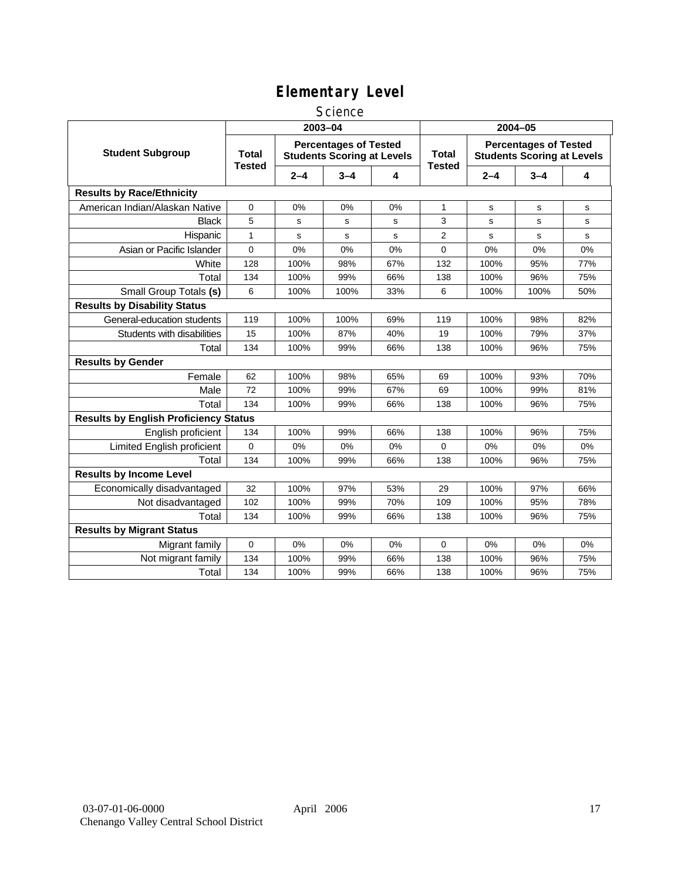# Elementary Level

## Science

| Student Subgroup | 2003–04 | | | | 2004–05 | | | |
|---|---|---|---|---|---|---|---|---|
| | Total Tested | Percentages of Tested Students Scoring at Levels | | | Total Tested | Percentages of Tested Students Scoring at Levels | | |
| | | 2–4 | 3–4 | 4 | | 2–4 | 3–4 | 4 |
| **Results by Race/Ethnicity** | | | | | | | | |
| American Indian/Alaskan Native | 0 | 0% | 0% | 0% | 1 | s | s | s |
| Black | 5 | s | s | s | 3 | s | s | s |
| Hispanic | 1 | s | s | s | 2 | s | s | s |
| Asian or Pacific Islander | 0 | 0% | 0% | 0% | 0 | 0% | 0% | 0% |
| White | 128 | 100% | 98% | 67% | 132 | 100% | 95% | 77% |
| Total | 134 | 100% | 99% | 66% | 138 | 100% | 96% | 75% |
| Small Group Totals **(s)** | 6 | 100% | 100% | 33% | 6 | 100% | 100% | 50% |
| **Results by Disability Status** | | | | | | | | |
| General-education students | 119 | 100% | 100% | 69% | 119 | 100% | 98% | 82% |
| Students with disabilities | 15 | 100% | 87% | 40% | 19 | 100% | 79% | 37% |
| Total | 134 | 100% | 99% | 66% | 138 | 100% | 96% | 75% |
| **Results by Gender** | | | | | | | | |
| Female | 62 | 100% | 98% | 65% | 69 | 100% | 93% | 70% |
| Male | 72 | 100% | 99% | 67% | 69 | 100% | 99% | 81% |
| Total | 134 | 100% | 99% | 66% | 138 | 100% | 96% | 75% |
| **Results by English Proficiency Status** | | | | | | | | |
| English proficient | 134 | 100% | 99% | 66% | 138 | 100% | 96% | 75% |
| Limited English proficient | 0 | 0% | 0% | 0% | 0 | 0% | 0% | 0% |
| Total | 134 | 100% | 99% | 66% | 138 | 100% | 96% | 75% |
| **Results by Income Level** | | | | | | | | |
| Economically disadvantaged | 32 | 100% | 97% | 53% | 29 | 100% | 97% | 66% |
| Not disadvantaged | 102 | 100% | 99% | 70% | 109 | 100% | 95% | 78% |
| Total | 134 | 100% | 99% | 66% | 138 | 100% | 96% | 75% |
| **Results by Migrant Status** | | | | | | | | |
| Migrant family | 0 | 0% | 0% | 0% | 0 | 0% | 0% | 0% |
| Not migrant family | 134 | 100% | 99% | 66% | 138 | 100% | 96% | 75% |
| Total | 134 | 100% | 99% | 66% | 138 | 100% | 96% | 75% |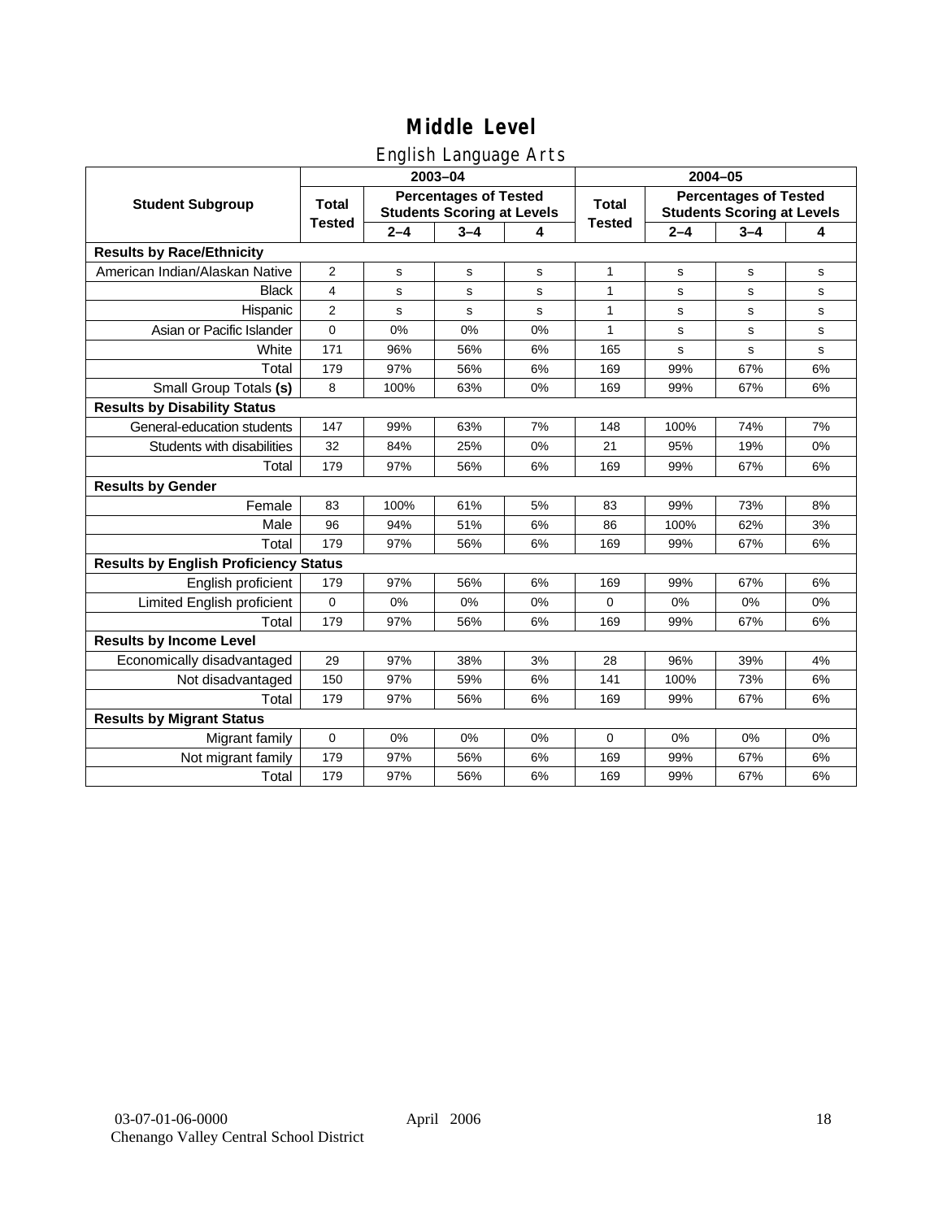# Middle Level

## English Language Arts

| Student Subgroup | 2003–04 | | | | 2004–05 | | | |
|---|---|---|---|---|---|---|---|---|
| | Total Tested | Percentages of Tested Students Scoring at Levels | | | Total Tested | Percentages of Tested Students Scoring at Levels | | |
| | | 2–4 | 3–4 | 4 | | 2–4 | 3–4 | 4 |
| **Results by Race/Ethnicity** | | | | | | | | |
| American Indian/Alaskan Native | 2 | s | s | s | 1 | s | s | s |
| Black | 4 | s | s | s | 1 | s | s | s |
| Hispanic | 2 | s | s | s | 1 | s | s | s |
| Asian or Pacific Islander | 0 | 0% | 0% | 0% | 1 | s | s | s |
| White | 171 | 96% | 56% | 6% | 165 | s | s | s |
| Total | 179 | 97% | 56% | 6% | 169 | 99% | 67% | 6% |
| Small Group Totals **(s)** | 8 | 100% | 63% | 0% | 169 | 99% | 67% | 6% |
| **Results by Disability Status** | | | | | | | | |
| General-education students | 147 | 99% | 63% | 7% | 148 | 100% | 74% | 7% |
| Students with disabilities | 32 | 84% | 25% | 0% | 21 | 95% | 19% | 0% |
| Total | 179 | 97% | 56% | 6% | 169 | 99% | 67% | 6% |
| **Results by Gender** | | | | | | | | |
| Female | 83 | 100% | 61% | 5% | 83 | 99% | 73% | 8% |
| Male | 96 | 94% | 51% | 6% | 86 | 100% | 62% | 3% |
| Total | 179 | 97% | 56% | 6% | 169 | 99% | 67% | 6% |
| **Results by English Proficiency Status** | | | | | | | | |
| English proficient | 179 | 97% | 56% | 6% | 169 | 99% | 67% | 6% |
| Limited English proficient | 0 | 0% | 0% | 0% | 0 | 0% | 0% | 0% |
| Total | 179 | 97% | 56% | 6% | 169 | 99% | 67% | 6% |
| **Results by Income Level** | | | | | | | | |
| Economically disadvantaged | 29 | 97% | 38% | 3% | 28 | 96% | 39% | 4% |
| Not disadvantaged | 150 | 97% | 59% | 6% | 141 | 100% | 73% | 6% |
| Total | 179 | 97% | 56% | 6% | 169 | 99% | 67% | 6% |
| **Results by Migrant Status** | | | | | | | | |
| Migrant family | 0 | 0% | 0% | 0% | 0 | 0% | 0% | 0% |
| Not migrant family | 179 | 97% | 56% | 6% | 169 | 99% | 67% | 6% |
| Total | 179 | 97% | 56% | 6% | 169 | 99% | 67% | 6% |

03-07-01-06-0000 April 2006
Chenango Valley Central School District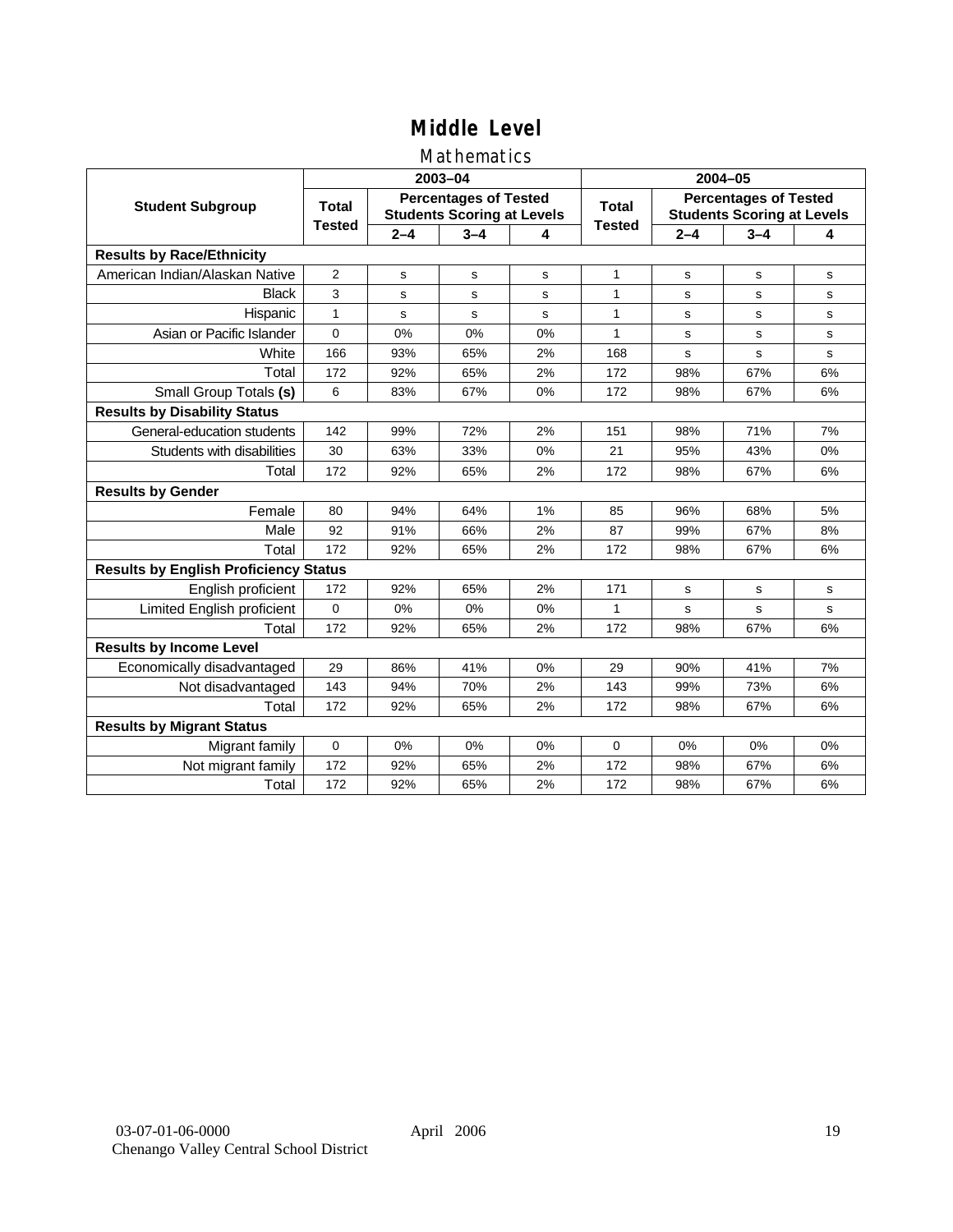# Middle Level

## Mathematics

| Student Subgroup | 2003–04 | | | | 2004–05 | | | |
|---|---|---|---|---|---|---|---|---|
| | Total Tested | Percentages of Tested Students Scoring at Levels | | | Total Tested | Percentages of Tested Students Scoring at Levels | | |
| | | 2–4 | 3–4 | 4 | | 2–4 | 3–4 | 4 |
| **Results by Race/Ethnicity** | | | | | | | | |
| American Indian/Alaskan Native | 2 | s | s | s | 1 | s | s | s |
| Black | 3 | s | s | s | 1 | s | s | s |
| Hispanic | 1 | s | s | s | 1 | s | s | s |
| Asian or Pacific Islander | 0 | 0% | 0% | 0% | 1 | s | s | s |
| White | 166 | 93% | 65% | 2% | 168 | s | s | s |
| Total | 172 | 92% | 65% | 2% | 172 | 98% | 67% | 6% |
| Small Group Totals **(s)** | 6 | 83% | 67% | 0% | 172 | 98% | 67% | 6% |
| **Results by Disability Status** | | | | | | | | |
| General-education students | 142 | 99% | 72% | 2% | 151 | 98% | 71% | 7% |
| Students with disabilities | 30 | 63% | 33% | 0% | 21 | 95% | 43% | 0% |
| Total | 172 | 92% | 65% | 2% | 172 | 98% | 67% | 6% |
| **Results by Gender** | | | | | | | | |
| Female | 80 | 94% | 64% | 1% | 85 | 96% | 68% | 5% |
| Male | 92 | 91% | 66% | 2% | 87 | 99% | 67% | 8% |
| Total | 172 | 92% | 65% | 2% | 172 | 98% | 67% | 6% |
| **Results by English Proficiency Status** | | | | | | | | |
| English proficient | 172 | 92% | 65% | 2% | 171 | s | s | s |
| Limited English proficient | 0 | 0% | 0% | 0% | 1 | s | s | s |
| Total | 172 | 92% | 65% | 2% | 172 | 98% | 67% | 6% |
| **Results by Income Level** | | | | | | | | |
| Economically disadvantaged | 29 | 86% | 41% | 0% | 29 | 90% | 41% | 7% |
| Not disadvantaged | 143 | 94% | 70% | 2% | 143 | 99% | 73% | 6% |
| Total | 172 | 92% | 65% | 2% | 172 | 98% | 67% | 6% |
| **Results by Migrant Status** | | | | | | | | |
| Migrant family | 0 | 0% | 0% | 0% | 0 | 0% | 0% | 0% |
| Not migrant family | 172 | 92% | 65% | 2% | 172 | 98% | 67% | 6% |
| Total | 172 | 92% | 65% | 2% | 172 | 98% | 67% | 6% |

03-07-01-06-0000 April 2006
Chenango Valley Central School District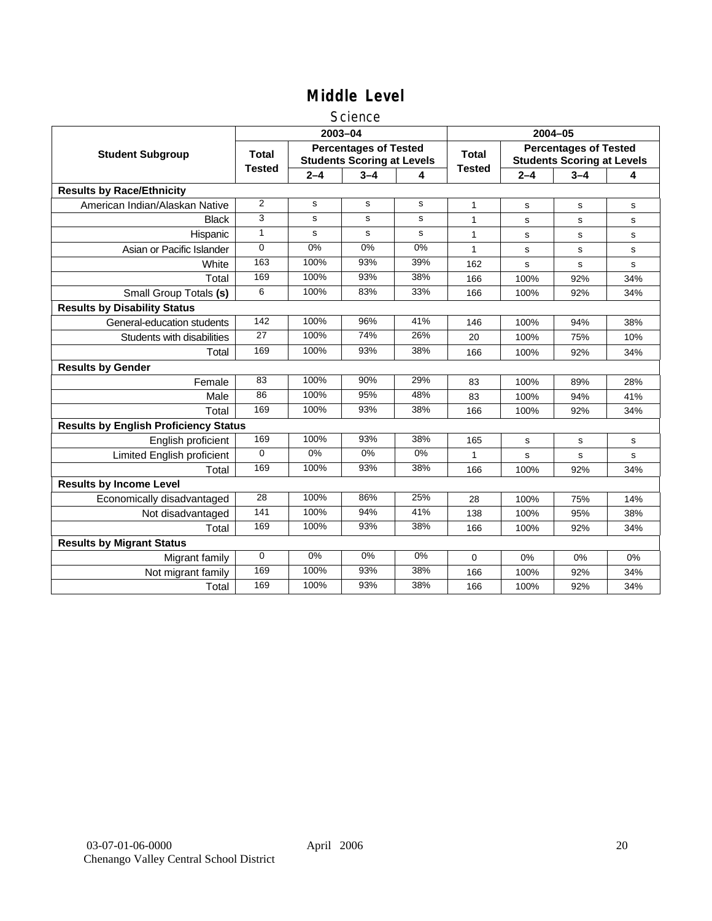# Middle Level

## Science

| Student Subgroup | 2003–04 | | | | 2004–05 | | | |
|---|---|---|---|---|---|---|---|---|
| | Total Tested | Percentages of Tested Students Scoring at Levels | | | Total Tested | Percentages of Tested Students Scoring at Levels | | |
| | | 2–4 | 3–4 | 4 | | 2–4 | 3–4 | 4 |
| **Results by Race/Ethnicity** | | | | | | | | |
| American Indian/Alaskan Native | 2 | s | s | s | 1 | s | s | s |
| Black | 3 | s | s | s | 1 | s | s | s |
| Hispanic | 1 | s | s | s | 1 | s | s | s |
| Asian or Pacific Islander | 0 | 0% | 0% | 0% | 1 | s | s | s |
| White | 163 | 100% | 93% | 39% | 162 | s | s | s |
| Total | 169 | 100% | 93% | 38% | 166 | 100% | 92% | 34% |
| Small Group Totals **(s)** | 6 | 100% | 83% | 33% | 166 | 100% | 92% | 34% |
| **Results by Disability Status** | | | | | | | | |
| General-education students | 142 | 100% | 96% | 41% | 146 | 100% | 94% | 38% |
| Students with disabilities | 27 | 100% | 74% | 26% | 20 | 100% | 75% | 10% |
| Total | 169 | 100% | 93% | 38% | 166 | 100% | 92% | 34% |
| **Results by Gender** | | | | | | | | |
| Female | 83 | 100% | 90% | 29% | 83 | 100% | 89% | 28% |
| Male | 86 | 100% | 95% | 48% | 83 | 100% | 94% | 41% |
| Total | 169 | 100% | 93% | 38% | 166 | 100% | 92% | 34% |
| **Results by English Proficiency Status** | | | | | | | | |
| English proficient | 169 | 100% | 93% | 38% | 165 | s | s | s |
| Limited English proficient | 0 | 0% | 0% | 0% | 1 | s | s | s |
| Total | 169 | 100% | 93% | 38% | 166 | 100% | 92% | 34% |
| **Results by Income Level** | | | | | | | | |
| Economically disadvantaged | 28 | 100% | 86% | 25% | 28 | 100% | 75% | 14% |
| Not disadvantaged | 141 | 100% | 94% | 41% | 138 | 100% | 95% | 38% |
| Total | 169 | 100% | 93% | 38% | 166 | 100% | 92% | 34% |
| **Results by Migrant Status** | | | | | | | | |
| Migrant family | 0 | 0% | 0% | 0% | 0 | 0% | 0% | 0% |
| Not migrant family | 169 | 100% | 93% | 38% | 166 | 100% | 92% | 34% |
| Total | 169 | 100% | 93% | 38% | 166 | 100% | 92% | 34% |

03-07-01-06-0000 April 2006
Chenango Valley Central School District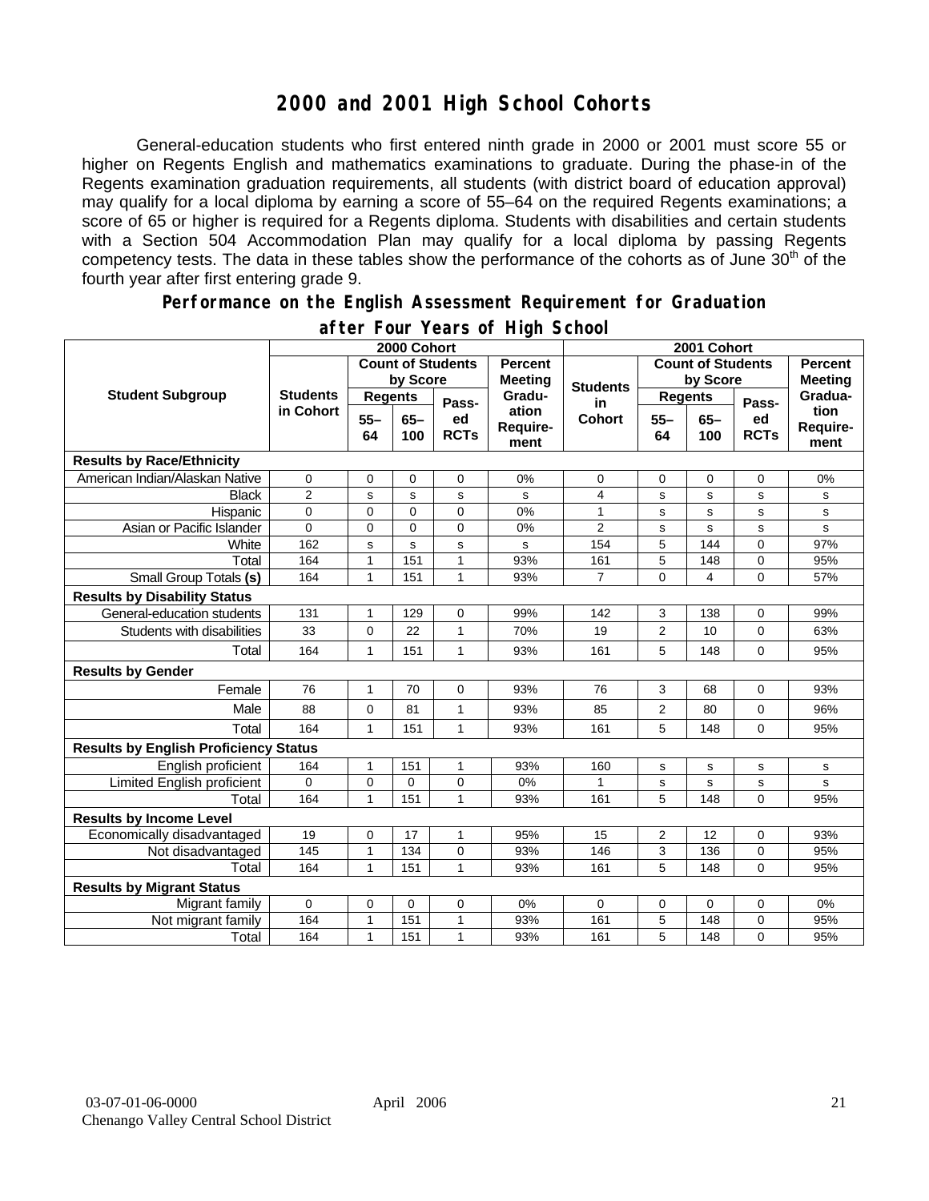# 2000 and 2001 High School Cohorts

General-education students who first entered ninth grade in 2000 or 2001 must score 55 or higher on Regents English and mathematics examinations to graduate. During the phase-in of the Regents examination graduation requirements, all students (with district board of education approval) may qualify for a local diploma by earning a score of 55–64 on the required Regents examinations; a score of 65 or higher is required for a Regents diploma. Students with disabilities and certain students with a Section 504 Accommodation Plan may qualify for a local diploma by passing Regents competency tests. The data in these tables show the performance of the cohorts as of June 30th of the fourth year after first entering grade 9.

## Performance on the English Assessment Requirement for Graduation after Four Years of High School

| Student Subgroup | 2000 Cohort | | | | | 2001 Cohort | | | | |
|---|---|---|---|---|---|---|---|---|---|---|
| | Students in Cohort | Count of Students by Score | | | Percent Meeting Graduation Requirement | Students in Cohort | Count of Students by Score | | | Percent Meeting Graduation Requirement |
| | | Regents 55–64 | Regents 65–100 | Passed RCTs | | | Regents 55–64 | Regents 65–100 | Passed RCTs | |
| **Results by Race/Ethnicity** | | | | | | | | | | |
| American Indian/Alaskan Native | 0 | 0 | 0 | 0 | 0% | 0 | 0 | 0 | 0 | 0% |
| Black | 2 | s | s | s | s | 4 | s | s | s | s |
| Hispanic | 0 | 0 | 0 | 0 | 0% | 1 | s | s | s | s |
| Asian or Pacific Islander | 0 | 0 | 0 | 0 | 0% | 2 | s | s | s | s |
| White | 162 | s | s | s | s | 154 | 5 | 144 | 0 | 97% |
| Total | 164 | 1 | 151 | 1 | 93% | 161 | 5 | 148 | 0 | 95% |
| Small Group Totals **(s)** | 164 | 1 | 151 | 1 | 93% | 7 | 0 | 4 | 0 | 57% |
| **Results by Disability Status** | | | | | | | | | | |
| General-education students | 131 | 1 | 129 | 0 | 99% | 142 | 3 | 138 | 0 | 99% |
| Students with disabilities | 33 | 0 | 22 | 1 | 70% | 19 | 2 | 10 | 0 | 63% |
| Total | 164 | 1 | 151 | 1 | 93% | 161 | 5 | 148 | 0 | 95% |
| **Results by Gender** | | | | | | | | | | |
| Female | 76 | 1 | 70 | 0 | 93% | 76 | 3 | 68 | 0 | 93% |
| Male | 88 | 0 | 81 | 1 | 93% | 85 | 2 | 80 | 0 | 96% |
| Total | 164 | 1 | 151 | 1 | 93% | 161 | 5 | 148 | 0 | 95% |
| **Results by English Proficiency Status** | | | | | | | | | | |
| English proficient | 164 | 1 | 151 | 1 | 93% | 160 | s | s | s | s |
| Limited English proficient | 0 | 0 | 0 | 0 | 0% | 1 | s | s | s | s |
| Total | 164 | 1 | 151 | 1 | 93% | 161 | 5 | 148 | 0 | 95% |
| **Results by Income Level** | | | | | | | | | | |
| Economically disadvantaged | 19 | 0 | 17 | 1 | 95% | 15 | 2 | 12 | 0 | 93% |
| Not disadvantaged | 145 | 1 | 134 | 0 | 93% | 146 | 3 | 136 | 0 | 95% |
| Total | 164 | 1 | 151 | 1 | 93% | 161 | 5 | 148 | 0 | 95% |
| **Results by Migrant Status** | | | | | | | | | | |
| Migrant family | 0 | 0 | 0 | 0 | 0% | 0 | 0 | 0 | 0 | 0% |
| Not migrant family | 164 | 1 | 151 | 1 | 93% | 161 | 5 | 148 | 0 | 95% |
| Total | 164 | 1 | 151 | 1 | 93% | 161 | 5 | 148 | 0 | 95% |

03-07-01-06-0000 April 2006
Chenango Valley Central School District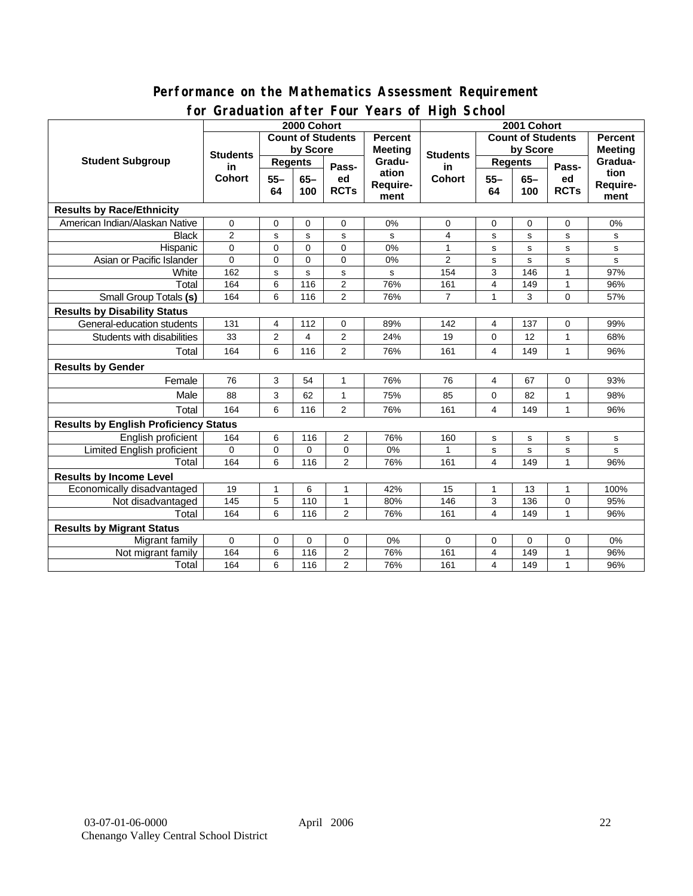## Performance on the Mathematics Assessment Requirement for Graduation after Four Years of High School

| Student Subgroup | 2000 Cohort | | | | | 2001 Cohort | | | | |
|---|---|---|---|---|---|---|---|---|---|---|
| | Students in Cohort | Count of Students by Score | | | Percent Meeting Graduation Requirement | Students in Cohort | Count of Students by Score | | | Percent Meeting Graduation Requirement |
| | | Regents | | Passed RCTs | | | Regents | | Passed RCTs | |
| | | 55–64 | 65–100 | | | | 55–64 | 65–100 | | |
| **Results by Race/Ethnicity** | | | | | | | | | | |
| American Indian/Alaskan Native | 0 | 0 | 0 | 0 | 0% | 0 | 0 | 0 | 0 | 0% |
| Black | 2 | s | s | s | s | 4 | s | s | s | s |
| Hispanic | 0 | 0 | 0 | 0 | 0% | 1 | s | s | s | s |
| Asian or Pacific Islander | 0 | 0 | 0 | 0 | 0% | 2 | s | s | s | s |
| White | 162 | s | s | s | s | 154 | 3 | 146 | 1 | 97% |
| Total | 164 | 6 | 116 | 2 | 76% | 161 | 4 | 149 | 1 | 96% |
| Small Group Totals **(s)** | 164 | 6 | 116 | 2 | 76% | 7 | 1 | 3 | 0 | 57% |
| **Results by Disability Status** | | | | | | | | | | |
| General-education students | 131 | 4 | 112 | 0 | 89% | 142 | 4 | 137 | 0 | 99% |
| Students with disabilities | 33 | 2 | 4 | 2 | 24% | 19 | 0 | 12 | 1 | 68% |
| Total | 164 | 6 | 116 | 2 | 76% | 161 | 4 | 149 | 1 | 96% |
| **Results by Gender** | | | | | | | | | | |
| Female | 76 | 3 | 54 | 1 | 76% | 76 | 4 | 67 | 0 | 93% |
| Male | 88 | 3 | 62 | 1 | 75% | 85 | 0 | 82 | 1 | 98% |
| Total | 164 | 6 | 116 | 2 | 76% | 161 | 4 | 149 | 1 | 96% |
| **Results by English Proficiency Status** | | | | | | | | | | |
| English proficient | 164 | 6 | 116 | 2 | 76% | 160 | s | s | s | s |
| Limited English proficient | 0 | 0 | 0 | 0 | 0% | 1 | s | s | s | s |
| Total | 164 | 6 | 116 | 2 | 76% | 161 | 4 | 149 | 1 | 96% |
| **Results by Income Level** | | | | | | | | | | |
| Economically disadvantaged | 19 | 1 | 6 | 1 | 42% | 15 | 1 | 13 | 1 | 100% |
| Not disadvantaged | 145 | 5 | 110 | 1 | 80% | 146 | 3 | 136 | 0 | 95% |
| Total | 164 | 6 | 116 | 2 | 76% | 161 | 4 | 149 | 1 | 96% |
| **Results by Migrant Status** | | | | | | | | | | |
| Migrant family | 0 | 0 | 0 | 0 | 0% | 0 | 0 | 0 | 0 | 0% |
| Not migrant family | 164 | 6 | 116 | 2 | 76% | 161 | 4 | 149 | 1 | 96% |
| Total | 164 | 6 | 116 | 2 | 76% | 161 | 4 | 149 | 1 | 96% |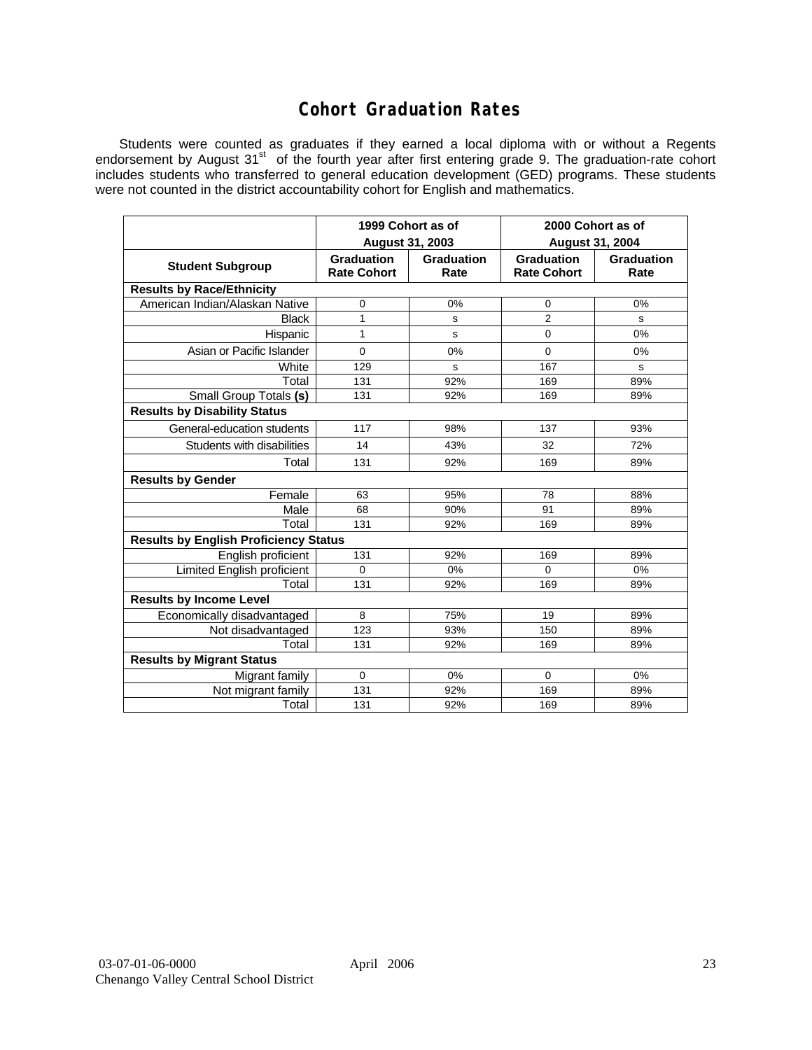# Cohort Graduation Rates

Students were counted as graduates if they earned a local diploma with or without a Regents endorsement by August 31st of the fourth year after first entering grade 9. The graduation-rate cohort includes students who transferred to general education development (GED) programs. These students were not counted in the district accountability cohort for English and mathematics.

| | 1999 Cohort as of August 31, 2003 | | 2000 Cohort as of August 31, 2004 | |
|---|---|---|---|---|
| **Student Subgroup** | **Graduation Rate Cohort** | **Graduation Rate** | **Graduation Rate Cohort** | **Graduation Rate** |
| **Results by Race/Ethnicity** | | | | |
| American Indian/Alaskan Native | 0 | 0% | 0 | 0% |
| Black | 1 | s | 2 | s |
| Hispanic | 1 | s | 0 | 0% |
| Asian or Pacific Islander | 0 | 0% | 0 | 0% |
| White | 129 | s | 167 | s |
| Total | 131 | 92% | 169 | 89% |
| Small Group Totals **(s)** | 131 | 92% | 169 | 89% |
| **Results by Disability Status** | | | | |
| General-education students | 117 | 98% | 137 | 93% |
| Students with disabilities | 14 | 43% | 32 | 72% |
| Total | 131 | 92% | 169 | 89% |
| **Results by Gender** | | | | |
| Female | 63 | 95% | 78 | 88% |
| Male | 68 | 90% | 91 | 89% |
| Total | 131 | 92% | 169 | 89% |
| **Results by English Proficiency Status** | | | | |
| English proficient | 131 | 92% | 169 | 89% |
| Limited English proficient | 0 | 0% | 0 | 0% |
| Total | 131 | 92% | 169 | 89% |
| **Results by Income Level** | | | | |
| Economically disadvantaged | 8 | 75% | 19 | 89% |
| Not disadvantaged | 123 | 93% | 150 | 89% |
| Total | 131 | 92% | 169 | 89% |
| **Results by Migrant Status** | | | | |
| Migrant family | 0 | 0% | 0 | 0% |
| Not migrant family | 131 | 92% | 169 | 89% |
| Total | 131 | 92% | 169 | 89% |

03-07-01-06-0000 April 2006
Chenango Valley Central School District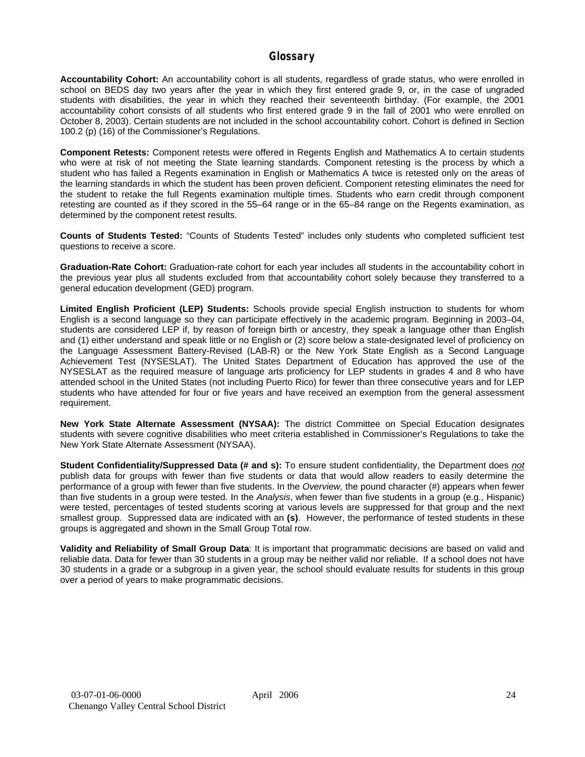## Glossary

**Accountability Cohort:** An accountability cohort is all students, regardless of grade status, who were enrolled in school on BEDS day two years after the year in which they first entered grade 9, or, in the case of ungraded students with disabilities, the year in which they reached their seventeenth birthday. (For example, the 2001 accountability cohort consists of all students who first entered grade 9 in the fall of 2001 who were enrolled on October 8, 2003). Certain students are not included in the school accountability cohort. Cohort is defined in Section 100.2 (p) (16) of the Commissioner's Regulations.

**Component Retests:** Component retests were offered in Regents English and Mathematics A to certain students who were at risk of not meeting the State learning standards. Component retesting is the process by which a student who has failed a Regents examination in English or Mathematics A twice is retested only on the areas of the learning standards in which the student has been proven deficient. Component retesting eliminates the need for the student to retake the full Regents examination multiple times. Students who earn credit through component retesting are counted as if they scored in the 55–64 range or in the 65–84 range on the Regents examination, as determined by the component retest results.

**Counts of Students Tested:** "Counts of Students Tested" includes only students who completed sufficient test questions to receive a score.

**Graduation-Rate Cohort:** Graduation-rate cohort for each year includes all students in the accountability cohort in the previous year plus all students excluded from that accountability cohort solely because they transferred to a general education development (GED) program.

**Limited English Proficient (LEP) Students:** Schools provide special English instruction to students for whom English is a second language so they can participate effectively in the academic program. Beginning in 2003–04, students are considered LEP if, by reason of foreign birth or ancestry, they speak a language other than English and (1) either understand and speak little or no English or (2) score below a state-designated level of proficiency on the Language Assessment Battery-Revised (LAB-R) or the New York State English as a Second Language Achievement Test (NYSESLAT). The United States Department of Education has approved the use of the NYSESLAT as the required measure of language arts proficiency for LEP students in grades 4 and 8 who have attended school in the United States (not including Puerto Rico) for fewer than three consecutive years and for LEP students who have attended for four or five years and have received an exemption from the general assessment requirement.

**New York State Alternate Assessment (NYSAA):** The district Committee on Special Education designates students with severe cognitive disabilities who meet criteria established in Commissioner's Regulations to take the New York State Alternate Assessment (NYSAA).

**Student Confidentiality/Suppressed Data (# and s):** To ensure student confidentiality, the Department does <u>*not*</u> publish data for groups with fewer than five students or data that would allow readers to easily determine the performance of a group with fewer than five students. In the *Overview,* the pound character (#) appears when fewer than five students in a group were tested. In the *Analysis*, when fewer than five students in a group (e.g., Hispanic) were tested, percentages of tested students scoring at various levels are suppressed for that group and the next smallest group. Suppressed data are indicated with an **(s)**. However, the performance of tested students in these groups is aggregated and shown in the Small Group Total row.

**Validity and Reliability of Small Group Data**: It is important that programmatic decisions are based on valid and reliable data. Data for fewer than 30 students in a group may be neither valid nor reliable. If a school does not have 30 students in a grade or a subgroup in a given year, the school should evaluate results for students in this group over a period of years to make programmatic decisions.